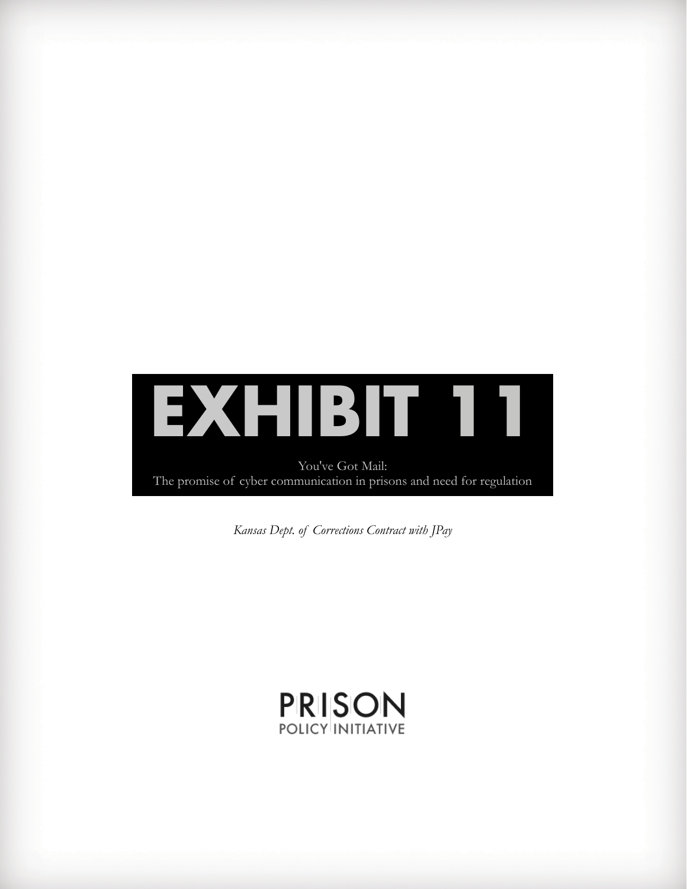# EXHIBIT 11

You've Got Mail:
The promise of cyber communication in prisons and need for regulation

*Kansas Dept. of Corrections Contract with JPay*

PRISON
POLICY INITIATIVE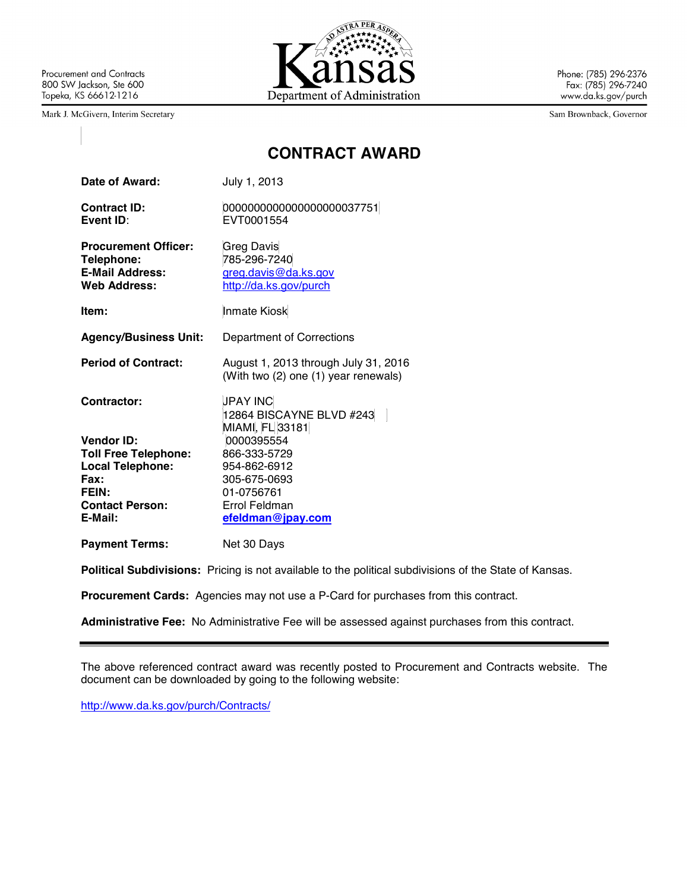Procurement and Contracts
800 SW Jackson, Ste 600
Topeka, KS 66612-1216

Mark J. McGivern, Interim Secretary

Kansas
Department of Administration

Phone: (785) 296-2376
Fax: (785) 296-7240
www.da.ks.gov/purch

Sam Brownback, Governor

# CONTRACT AWARD

**Date of Award:** July 1, 2013

**Contract ID:** 0000000000000000000037751
**Event ID:** EVT0001554

**Procurement Officer:** Greg Davis
**Telephone:** 785-296-7240
**E-Mail Address:** greg.davis@da.ks.gov
**Web Address:** http://da.ks.gov/purch

**Item:** Inmate Kiosk

**Agency/Business Unit:** Department of Corrections

**Period of Contract:** August 1, 2013 through July 31, 2016
(With two (2) one (1) year renewals)

**Contractor:** JPAY INC
12864 BISCAYNE BLVD #243
MIAMI, FL 33181
**Vendor ID:** 0000395554
**Toll Free Telephone:** 866-333-5729
**Local Telephone:** 954-862-6912
**Fax:** 305-675-0693
**FEIN:** 01-0756761
**Contact Person:** Errol Feldman
**E-Mail:** **efeldman@jpay.com**

**Payment Terms:** Net 30 Days

**Political Subdivisions:** Pricing is not available to the political subdivisions of the State of Kansas.

**Procurement Cards:** Agencies may not use a P-Card for purchases from this contract.

**Administrative Fee:** No Administrative Fee will be assessed against purchases from this contract.

---

The above referenced contract award was recently posted to Procurement and Contracts website. The document can be downloaded by going to the following website:

http://www.da.ks.gov/purch/Contracts/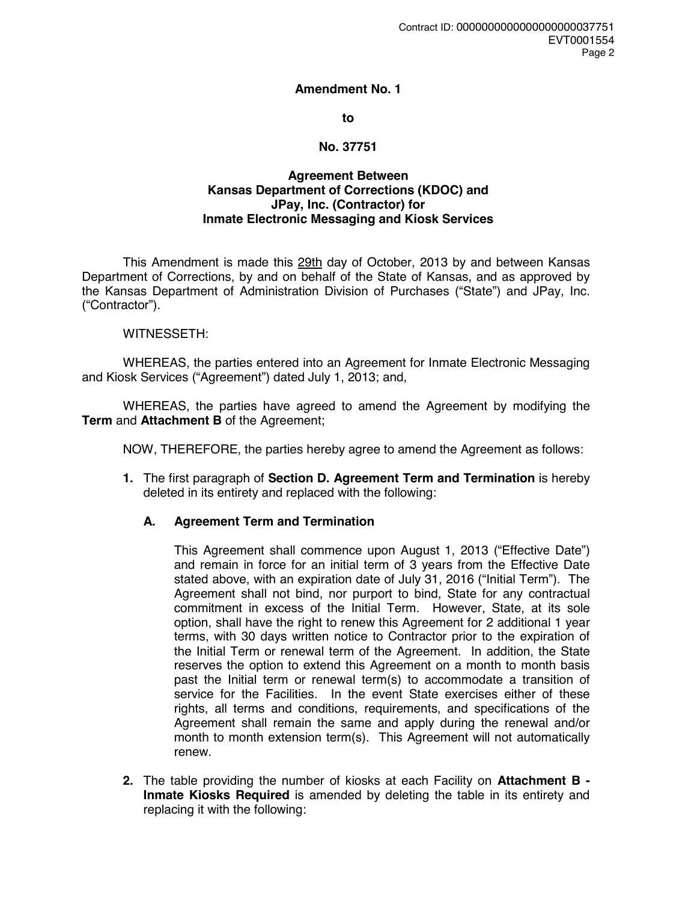**Amendment No. 1**

**to**

**No. 37751**

**Agreement Between**
**Kansas Department of Corrections (KDOC) and**
**JPay, Inc. (Contractor) for**
**Inmate Electronic Messaging and Kiosk Services**

This Amendment is made this 29th day of October, 2013 by and between Kansas Department of Corrections, by and on behalf of the State of Kansas, and as approved by the Kansas Department of Administration Division of Purchases ("State") and JPay, Inc. ("Contractor").

WITNESSETH:

WHEREAS, the parties entered into an Agreement for Inmate Electronic Messaging and Kiosk Services ("Agreement") dated July 1, 2013; and,

WHEREAS, the parties have agreed to amend the Agreement by modifying the **Term** and **Attachment B** of the Agreement;

NOW, THEREFORE, the parties hereby agree to amend the Agreement as follows:

1. The first paragraph of **Section D. Agreement Term and Termination** is hereby deleted in its entirety and replaced with the following:

   **A. Agreement Term and Termination**

   This Agreement shall commence upon August 1, 2013 ("Effective Date") and remain in force for an initial term of 3 years from the Effective Date stated above, with an expiration date of July 31, 2016 ("Initial Term"). The Agreement shall not bind, nor purport to bind, State for any contractual commitment in excess of the Initial Term. However, State, at its sole option, shall have the right to renew this Agreement for 2 additional 1 year terms, with 30 days written notice to Contractor prior to the expiration of the Initial Term or renewal term of the Agreement. In addition, the State reserves the option to extend this Agreement on a month to month basis past the Initial term or renewal term(s) to accommodate a transition of service for the Facilities. In the event State exercises either of these rights, all terms and conditions, requirements, and specifications of the Agreement shall remain the same and apply during the renewal and/or month to month extension term(s). This Agreement will not automatically renew.

2. The table providing the number of kiosks at each Facility on **Attachment B - Inmate Kiosks Required** is amended by deleting the table in its entirety and replacing it with the following: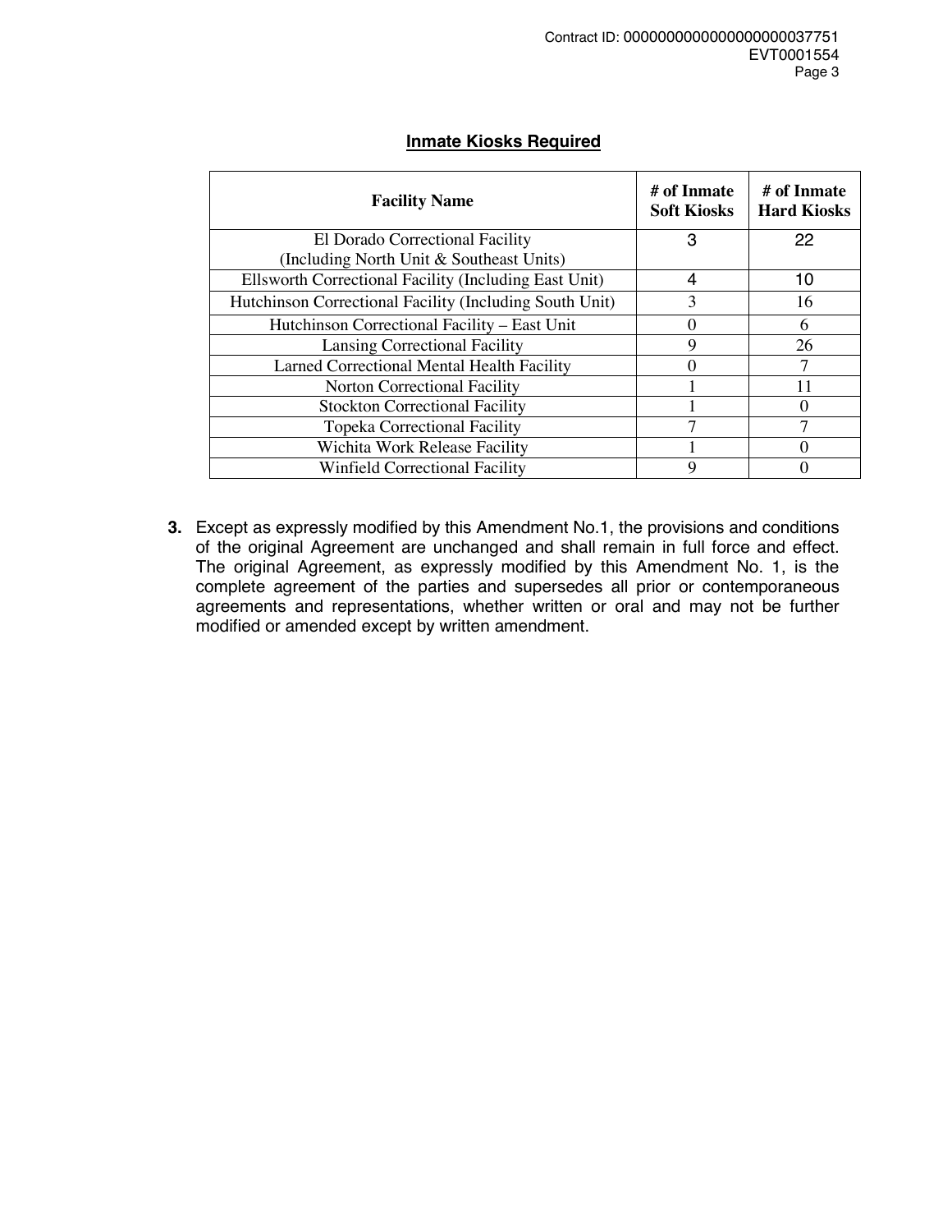**Inmate Kiosks Required**

| Facility Name | # of Inmate Soft Kiosks | # of Inmate Hard Kiosks |
|---|---|---|
| El Dorado Correctional Facility (Including North Unit & Southeast Units) | 3 | 22 |
| Ellsworth Correctional Facility (Including East Unit) | 4 | 10 |
| Hutchinson Correctional Facility (Including South Unit) | 3 | 16 |
| Hutchinson Correctional Facility – East Unit | 0 | 6 |
| Lansing Correctional Facility | 9 | 26 |
| Larned Correctional Mental Health Facility | 0 | 7 |
| Norton Correctional Facility | 1 | 11 |
| Stockton Correctional Facility | 1 | 0 |
| Topeka Correctional Facility | 7 | 7 |
| Wichita Work Release Facility | 1 | 0 |
| Winfield Correctional Facility | 9 | 0 |

**3.** Except as expressly modified by this Amendment No.1, the provisions and conditions of the original Agreement are unchanged and shall remain in full force and effect. The original Agreement, as expressly modified by this Amendment No. 1, is the complete agreement of the parties and supersedes all prior or contemporaneous agreements and representations, whether written or oral and may not be further modified or amended except by written amendment.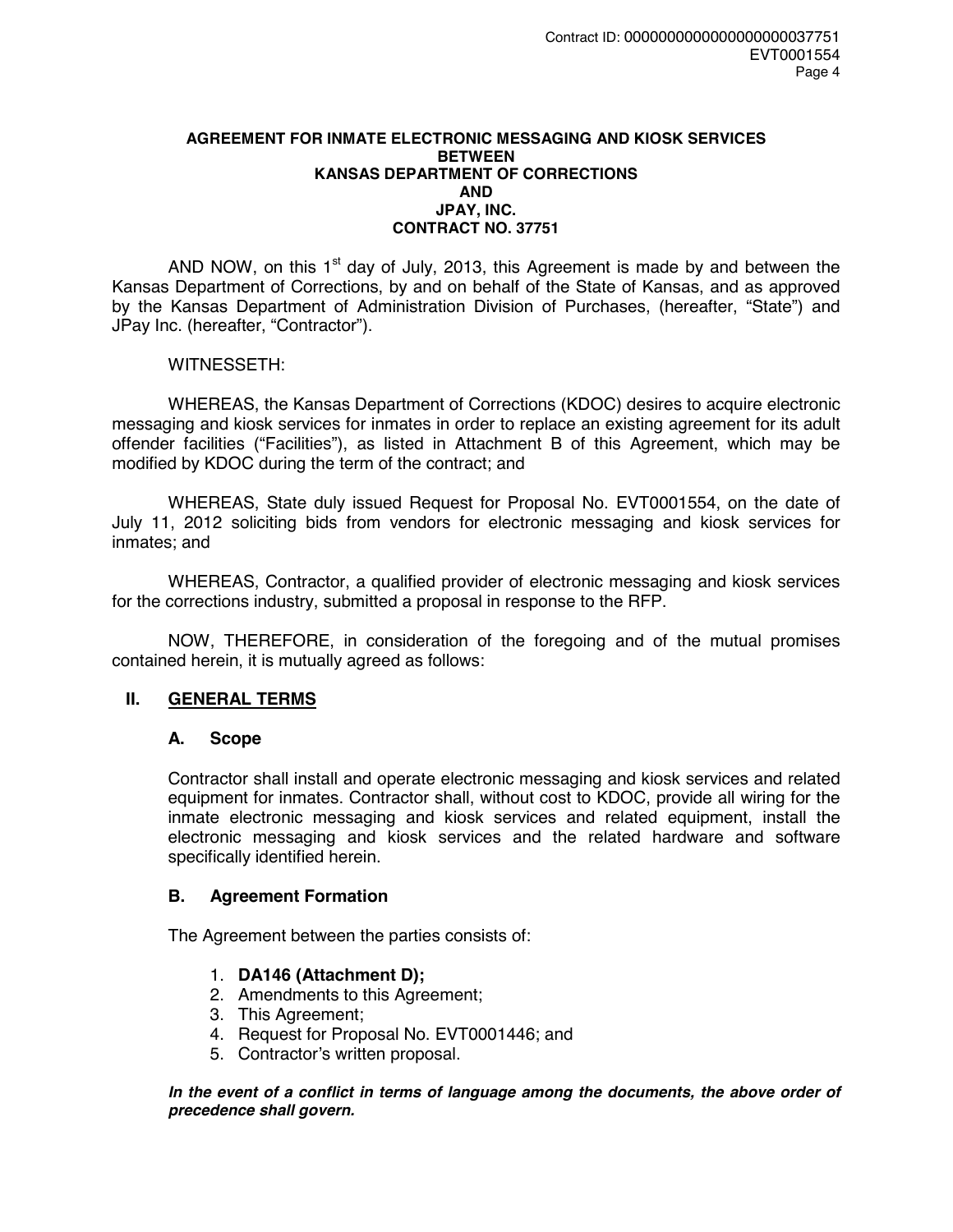**AGREEMENT FOR INMATE ELECTRONIC MESSAGING AND KIOSK SERVICES**
**BETWEEN**
**KANSAS DEPARTMENT OF CORRECTIONS**
**AND**
**JPAY, INC.**
**CONTRACT NO. 37751**

AND NOW, on this 1st day of July, 2013, this Agreement is made by and between the Kansas Department of Corrections, by and on behalf of the State of Kansas, and as approved by the Kansas Department of Administration Division of Purchases, (hereafter, "State") and JPay Inc. (hereafter, "Contractor").

WITNESSETH:

WHEREAS, the Kansas Department of Corrections (KDOC) desires to acquire electronic messaging and kiosk services for inmates in order to replace an existing agreement for its adult offender facilities ("Facilities"), as listed in Attachment B of this Agreement, which may be modified by KDOC during the term of the contract; and

WHEREAS, State duly issued Request for Proposal No. EVT0001554, on the date of July 11, 2012 soliciting bids from vendors for electronic messaging and kiosk services for inmates; and

WHEREAS, Contractor, a qualified provider of electronic messaging and kiosk services for the corrections industry, submitted a proposal in response to the RFP.

NOW, THEREFORE, in consideration of the foregoing and of the mutual promises contained herein, it is mutually agreed as follows:

## II. GENERAL TERMS

### A. Scope

Contractor shall install and operate electronic messaging and kiosk services and related equipment for inmates. Contractor shall, without cost to KDOC, provide all wiring for the inmate electronic messaging and kiosk services and related equipment, install the electronic messaging and kiosk services and the related hardware and software specifically identified herein.

### B. Agreement Formation

The Agreement between the parties consists of:

1. **DA146 (Attachment D);**
2. Amendments to this Agreement;
3. This Agreement;
4. Request for Proposal No. EVT0001446; and
5. Contractor's written proposal.

***In the event of a conflict in terms of language among the documents, the above order of precedence shall govern.***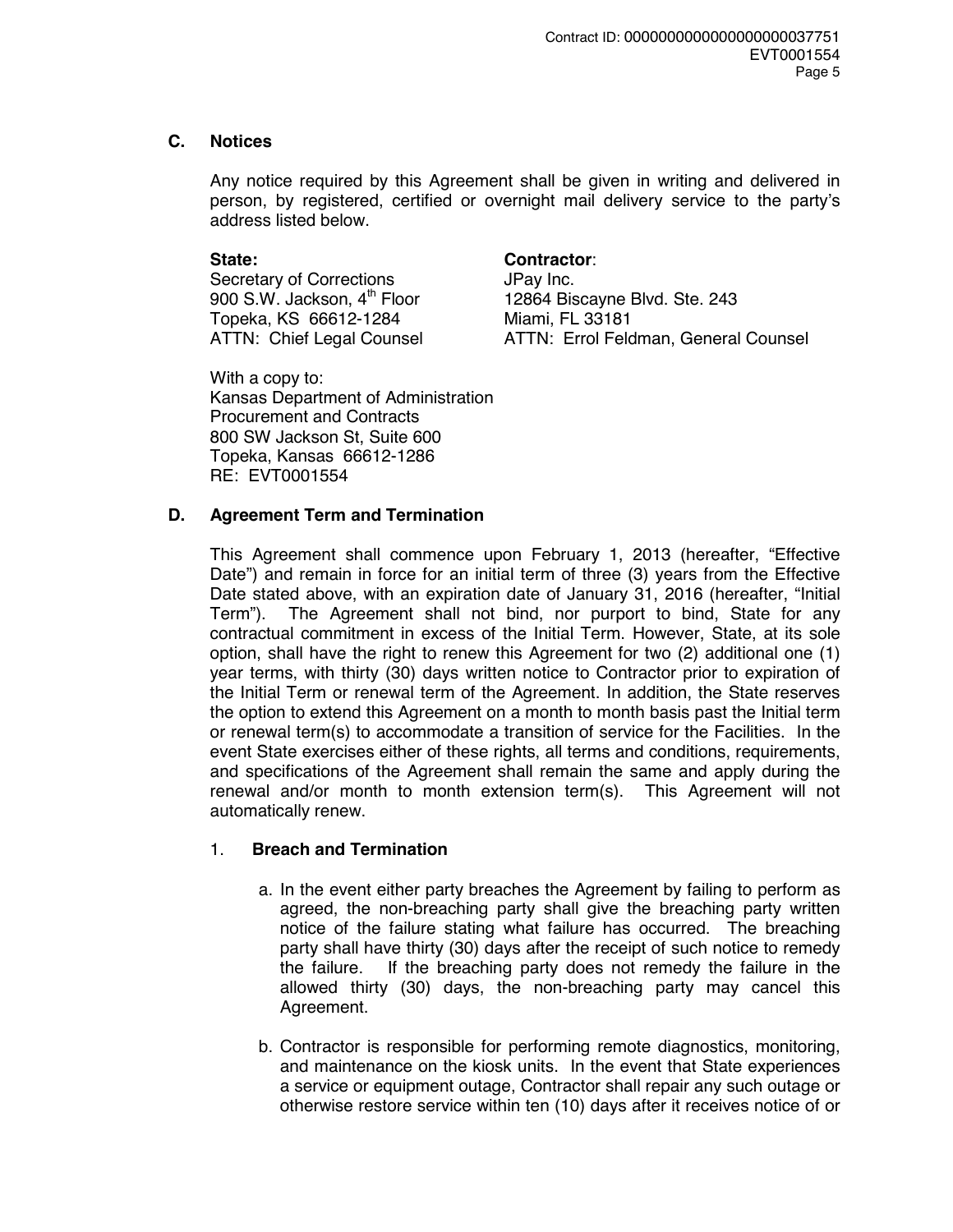## C. Notices

Any notice required by this Agreement shall be given in writing and delivered in person, by registered, certified or overnight mail delivery service to the party's address listed below.

**State:**
Secretary of Corrections
900 S.W. Jackson, 4th Floor
Topeka, KS 66612-1284
ATTN: Chief Legal Counsel

**Contractor**:
JPay Inc.
12864 Biscayne Blvd. Ste. 243
Miami, FL 33181
ATTN: Errol Feldman, General Counsel

With a copy to:
Kansas Department of Administration
Procurement and Contracts
800 SW Jackson St, Suite 600
Topeka, Kansas 66612-1286
RE: EVT0001554

## D. Agreement Term and Termination

This Agreement shall commence upon February 1, 2013 (hereafter, "Effective Date") and remain in force for an initial term of three (3) years from the Effective Date stated above, with an expiration date of January 31, 2016 (hereafter, "Initial Term"). The Agreement shall not bind, nor purport to bind, State for any contractual commitment in excess of the Initial Term. However, State, at its sole option, shall have the right to renew this Agreement for two (2) additional one (1) year terms, with thirty (30) days written notice to Contractor prior to expiration of the Initial Term or renewal term of the Agreement. In addition, the State reserves the option to extend this Agreement on a month to month basis past the Initial term or renewal term(s) to accommodate a transition of service for the Facilities. In the event State exercises either of these rights, all terms and conditions, requirements, and specifications of the Agreement shall remain the same and apply during the renewal and/or month to month extension term(s). This Agreement will not automatically renew.

### 1. Breach and Termination

a. In the event either party breaches the Agreement by failing to perform as agreed, the non-breaching party shall give the breaching party written notice of the failure stating what failure has occurred. The breaching party shall have thirty (30) days after the receipt of such notice to remedy the failure. If the breaching party does not remedy the failure in the allowed thirty (30) days, the non-breaching party may cancel this Agreement.

b. Contractor is responsible for performing remote diagnostics, monitoring, and maintenance on the kiosk units. In the event that State experiences a service or equipment outage, Contractor shall repair any such outage or otherwise restore service within ten (10) days after it receives notice of or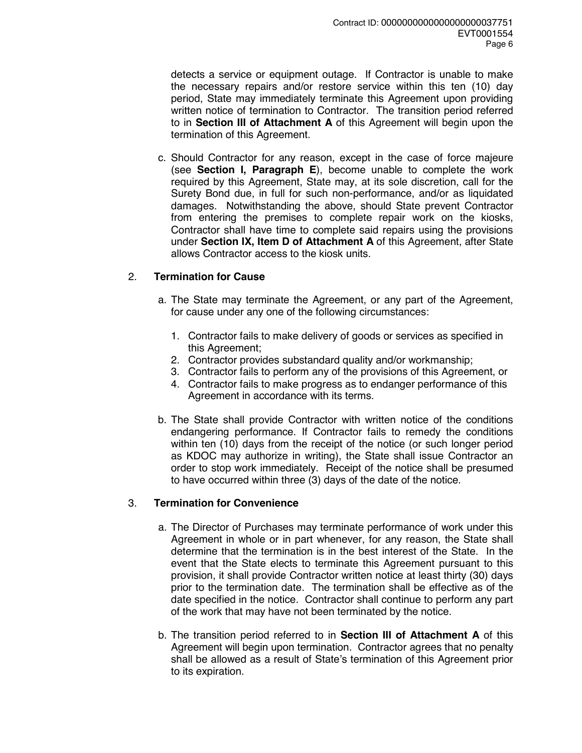detects a service or equipment outage. If Contractor is unable to make the necessary repairs and/or restore service within this ten (10) day period, State may immediately terminate this Agreement upon providing written notice of termination to Contractor. The transition period referred to in **Section III of Attachment A** of this Agreement will begin upon the termination of this Agreement.

c. Should Contractor for any reason, except in the case of force majeure (see **Section I, Paragraph E**), become unable to complete the work required by this Agreement, State may, at its sole discretion, call for the Surety Bond due, in full for such non-performance, and/or as liquidated damages. Notwithstanding the above, should State prevent Contractor from entering the premises to complete repair work on the kiosks, Contractor shall have time to complete said repairs using the provisions under **Section IX, Item D of Attachment A** of this Agreement, after State allows Contractor access to the kiosk units.

2. **Termination for Cause**

a. The State may terminate the Agreement, or any part of the Agreement, for cause under any one of the following circumstances:

1. Contractor fails to make delivery of goods or services as specified in this Agreement;
2. Contractor provides substandard quality and/or workmanship;
3. Contractor fails to perform any of the provisions of this Agreement, or
4. Contractor fails to make progress as to endanger performance of this Agreement in accordance with its terms.

b. The State shall provide Contractor with written notice of the conditions endangering performance. If Contractor fails to remedy the conditions within ten (10) days from the receipt of the notice (or such longer period as KDOC may authorize in writing), the State shall issue Contractor an order to stop work immediately. Receipt of the notice shall be presumed to have occurred within three (3) days of the date of the notice.

3. **Termination for Convenience**

a. The Director of Purchases may terminate performance of work under this Agreement in whole or in part whenever, for any reason, the State shall determine that the termination is in the best interest of the State. In the event that the State elects to terminate this Agreement pursuant to this provision, it shall provide Contractor written notice at least thirty (30) days prior to the termination date. The termination shall be effective as of the date specified in the notice. Contractor shall continue to perform any part of the work that may have not been terminated by the notice.

b. The transition period referred to in **Section III of Attachment A** of this Agreement will begin upon termination. Contractor agrees that no penalty shall be allowed as a result of State's termination of this Agreement prior to its expiration.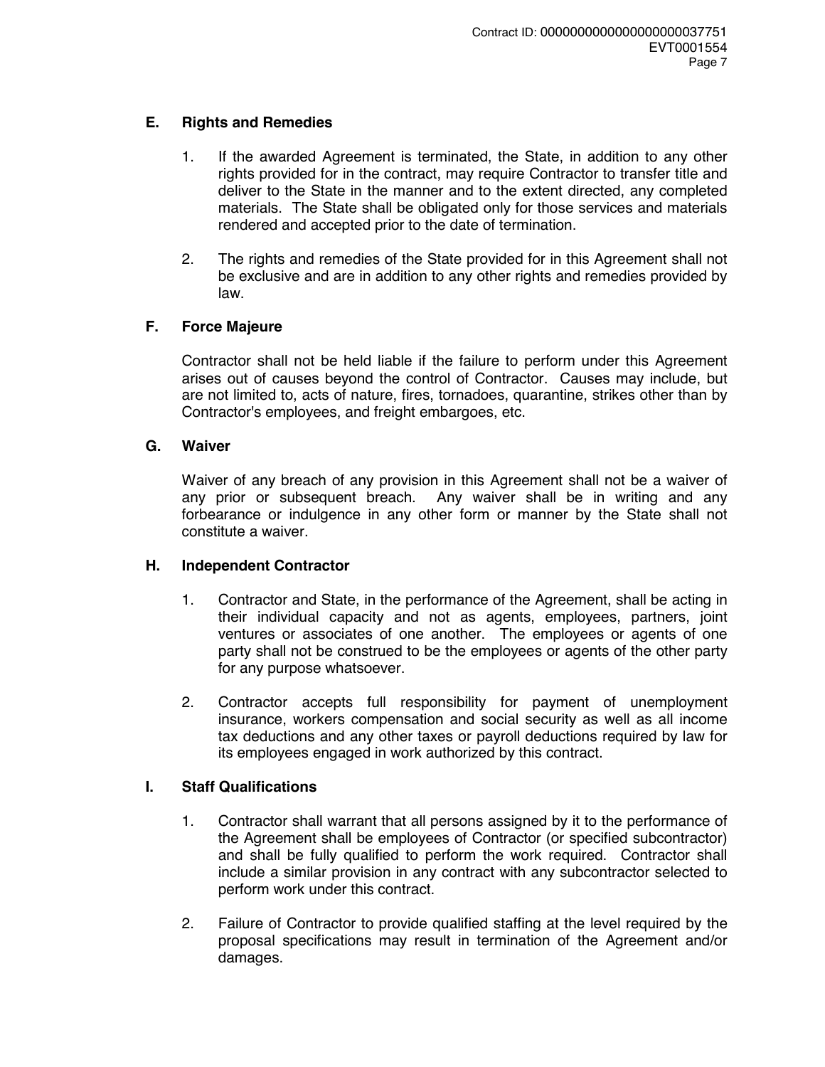## E. Rights and Remedies

1. If the awarded Agreement is terminated, the State, in addition to any other rights provided for in the contract, may require Contractor to transfer title and deliver to the State in the manner and to the extent directed, any completed materials. The State shall be obligated only for those services and materials rendered and accepted prior to the date of termination.

2. The rights and remedies of the State provided for in this Agreement shall not be exclusive and are in addition to any other rights and remedies provided by law.

## F. Force Majeure

Contractor shall not be held liable if the failure to perform under this Agreement arises out of causes beyond the control of Contractor. Causes may include, but are not limited to, acts of nature, fires, tornadoes, quarantine, strikes other than by Contractor's employees, and freight embargoes, etc.

## G. Waiver

Waiver of any breach of any provision in this Agreement shall not be a waiver of any prior or subsequent breach. Any waiver shall be in writing and any forbearance or indulgence in any other form or manner by the State shall not constitute a waiver.

## H. Independent Contractor

1. Contractor and State, in the performance of the Agreement, shall be acting in their individual capacity and not as agents, employees, partners, joint ventures or associates of one another. The employees or agents of one party shall not be construed to be the employees or agents of the other party for any purpose whatsoever.

2. Contractor accepts full responsibility for payment of unemployment insurance, workers compensation and social security as well as all income tax deductions and any other taxes or payroll deductions required by law for its employees engaged in work authorized by this contract.

## I. Staff Qualifications

1. Contractor shall warrant that all persons assigned by it to the performance of the Agreement shall be employees of Contractor (or specified subcontractor) and shall be fully qualified to perform the work required. Contractor shall include a similar provision in any contract with any subcontractor selected to perform work under this contract.

2. Failure of Contractor to provide qualified staffing at the level required by the proposal specifications may result in termination of the Agreement and/or damages.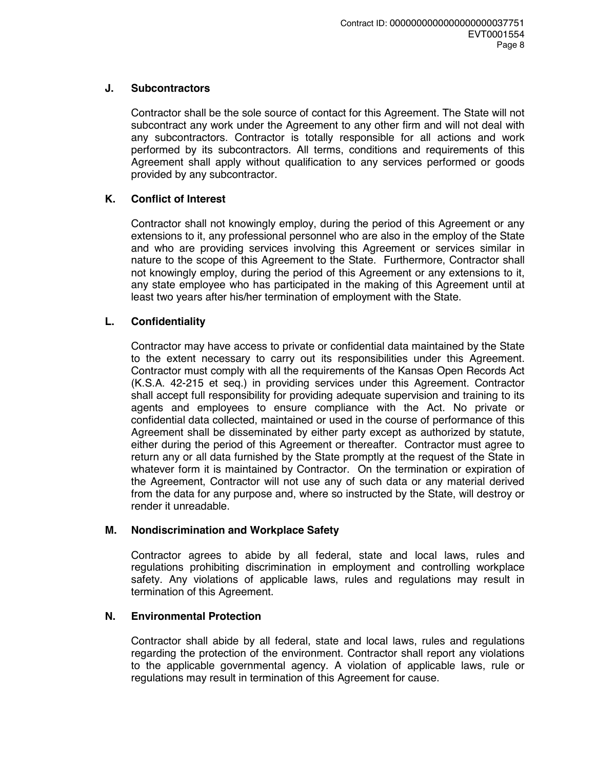### J. Subcontractors

Contractor shall be the sole source of contact for this Agreement. The State will not subcontract any work under the Agreement to any other firm and will not deal with any subcontractors. Contractor is totally responsible for all actions and work performed by its subcontractors. All terms, conditions and requirements of this Agreement shall apply without qualification to any services performed or goods provided by any subcontractor.

### K. Conflict of Interest

Contractor shall not knowingly employ, during the period of this Agreement or any extensions to it, any professional personnel who are also in the employ of the State and who are providing services involving this Agreement or services similar in nature to the scope of this Agreement to the State. Furthermore, Contractor shall not knowingly employ, during the period of this Agreement or any extensions to it, any state employee who has participated in the making of this Agreement until at least two years after his/her termination of employment with the State.

### L. Confidentiality

Contractor may have access to private or confidential data maintained by the State to the extent necessary to carry out its responsibilities under this Agreement. Contractor must comply with all the requirements of the Kansas Open Records Act (K.S.A. 42-215 et seq.) in providing services under this Agreement. Contractor shall accept full responsibility for providing adequate supervision and training to its agents and employees to ensure compliance with the Act. No private or confidential data collected, maintained or used in the course of performance of this Agreement shall be disseminated by either party except as authorized by statute, either during the period of this Agreement or thereafter. Contractor must agree to return any or all data furnished by the State promptly at the request of the State in whatever form it is maintained by Contractor. On the termination or expiration of the Agreement, Contractor will not use any of such data or any material derived from the data for any purpose and, where so instructed by the State, will destroy or render it unreadable.

### M. Nondiscrimination and Workplace Safety

Contractor agrees to abide by all federal, state and local laws, rules and regulations prohibiting discrimination in employment and controlling workplace safety. Any violations of applicable laws, rules and regulations may result in termination of this Agreement.

### N. Environmental Protection

Contractor shall abide by all federal, state and local laws, rules and regulations regarding the protection of the environment. Contractor shall report any violations to the applicable governmental agency. A violation of applicable laws, rule or regulations may result in termination of this Agreement for cause.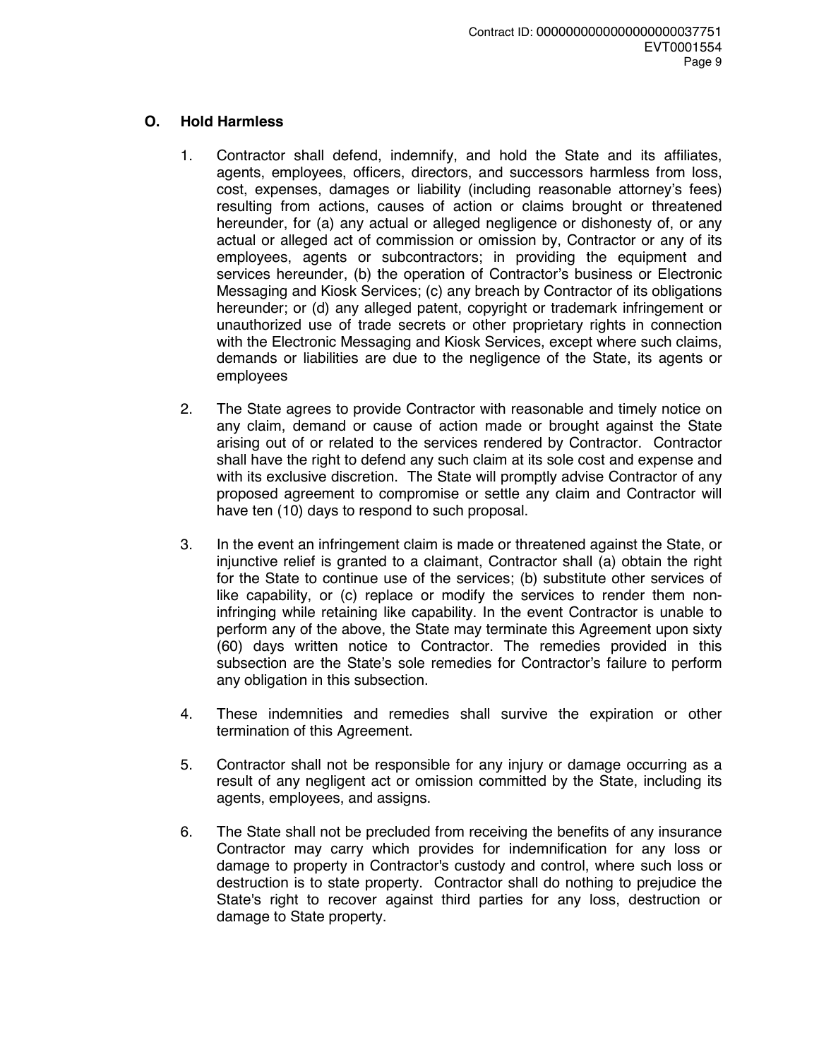## O. Hold Harmless

1. Contractor shall defend, indemnify, and hold the State and its affiliates, agents, employees, officers, directors, and successors harmless from loss, cost, expenses, damages or liability (including reasonable attorney's fees) resulting from actions, causes of action or claims brought or threatened hereunder, for (a) any actual or alleged negligence or dishonesty of, or any actual or alleged act of commission or omission by, Contractor or any of its employees, agents or subcontractors; in providing the equipment and services hereunder, (b) the operation of Contractor's business or Electronic Messaging and Kiosk Services; (c) any breach by Contractor of its obligations hereunder; or (d) any alleged patent, copyright or trademark infringement or unauthorized use of trade secrets or other proprietary rights in connection with the Electronic Messaging and Kiosk Services, except where such claims, demands or liabilities are due to the negligence of the State, its agents or employees

2. The State agrees to provide Contractor with reasonable and timely notice on any claim, demand or cause of action made or brought against the State arising out of or related to the services rendered by Contractor. Contractor shall have the right to defend any such claim at its sole cost and expense and with its exclusive discretion. The State will promptly advise Contractor of any proposed agreement to compromise or settle any claim and Contractor will have ten (10) days to respond to such proposal.

3. In the event an infringement claim is made or threatened against the State, or injunctive relief is granted to a claimant, Contractor shall (a) obtain the right for the State to continue use of the services; (b) substitute other services of like capability, or (c) replace or modify the services to render them non-infringing while retaining like capability. In the event Contractor is unable to perform any of the above, the State may terminate this Agreement upon sixty (60) days written notice to Contractor. The remedies provided in this subsection are the State's sole remedies for Contractor's failure to perform any obligation in this subsection.

4. These indemnities and remedies shall survive the expiration or other termination of this Agreement.

5. Contractor shall not be responsible for any injury or damage occurring as a result of any negligent act or omission committed by the State, including its agents, employees, and assigns.

6. The State shall not be precluded from receiving the benefits of any insurance Contractor may carry which provides for indemnification for any loss or damage to property in Contractor's custody and control, where such loss or destruction is to state property. Contractor shall do nothing to prejudice the State's right to recover against third parties for any loss, destruction or damage to State property.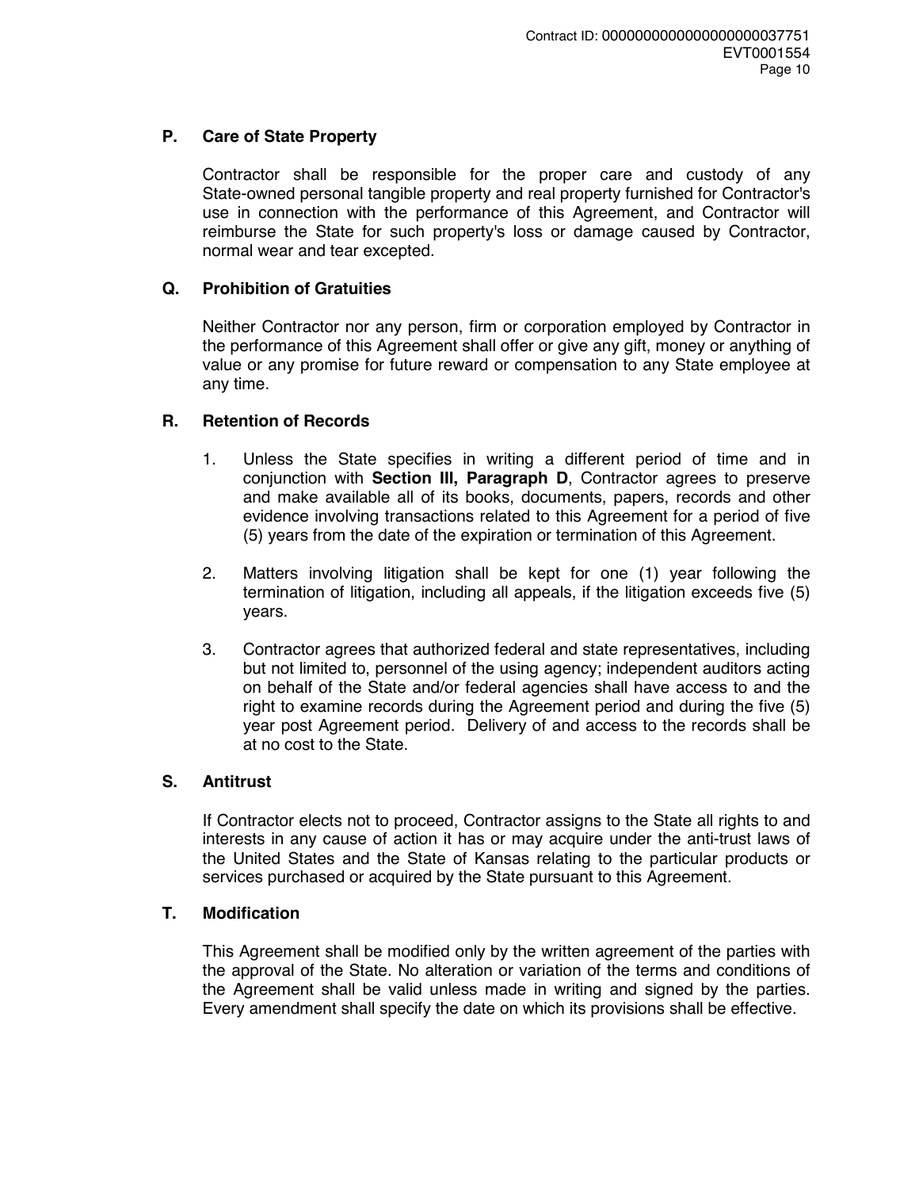### P. Care of State Property

Contractor shall be responsible for the proper care and custody of any State-owned personal tangible property and real property furnished for Contractor's use in connection with the performance of this Agreement, and Contractor will reimburse the State for such property's loss or damage caused by Contractor, normal wear and tear excepted.

### Q. Prohibition of Gratuities

Neither Contractor nor any person, firm or corporation employed by Contractor in the performance of this Agreement shall offer or give any gift, money or anything of value or any promise for future reward or compensation to any State employee at any time.

### R. Retention of Records

1. Unless the State specifies in writing a different period of time and in conjunction with **Section III, Paragraph D**, Contractor agrees to preserve and make available all of its books, documents, papers, records and other evidence involving transactions related to this Agreement for a period of five (5) years from the date of the expiration or termination of this Agreement.

2. Matters involving litigation shall be kept for one (1) year following the termination of litigation, including all appeals, if the litigation exceeds five (5) years.

3. Contractor agrees that authorized federal and state representatives, including but not limited to, personnel of the using agency; independent auditors acting on behalf of the State and/or federal agencies shall have access to and the right to examine records during the Agreement period and during the five (5) year post Agreement period. Delivery of and access to the records shall be at no cost to the State.

### S. Antitrust

If Contractor elects not to proceed, Contractor assigns to the State all rights to and interests in any cause of action it has or may acquire under the anti-trust laws of the United States and the State of Kansas relating to the particular products or services purchased or acquired by the State pursuant to this Agreement.

### T. Modification

This Agreement shall be modified only by the written agreement of the parties with the approval of the State. No alteration or variation of the terms and conditions of the Agreement shall be valid unless made in writing and signed by the parties. Every amendment shall specify the date on which its provisions shall be effective.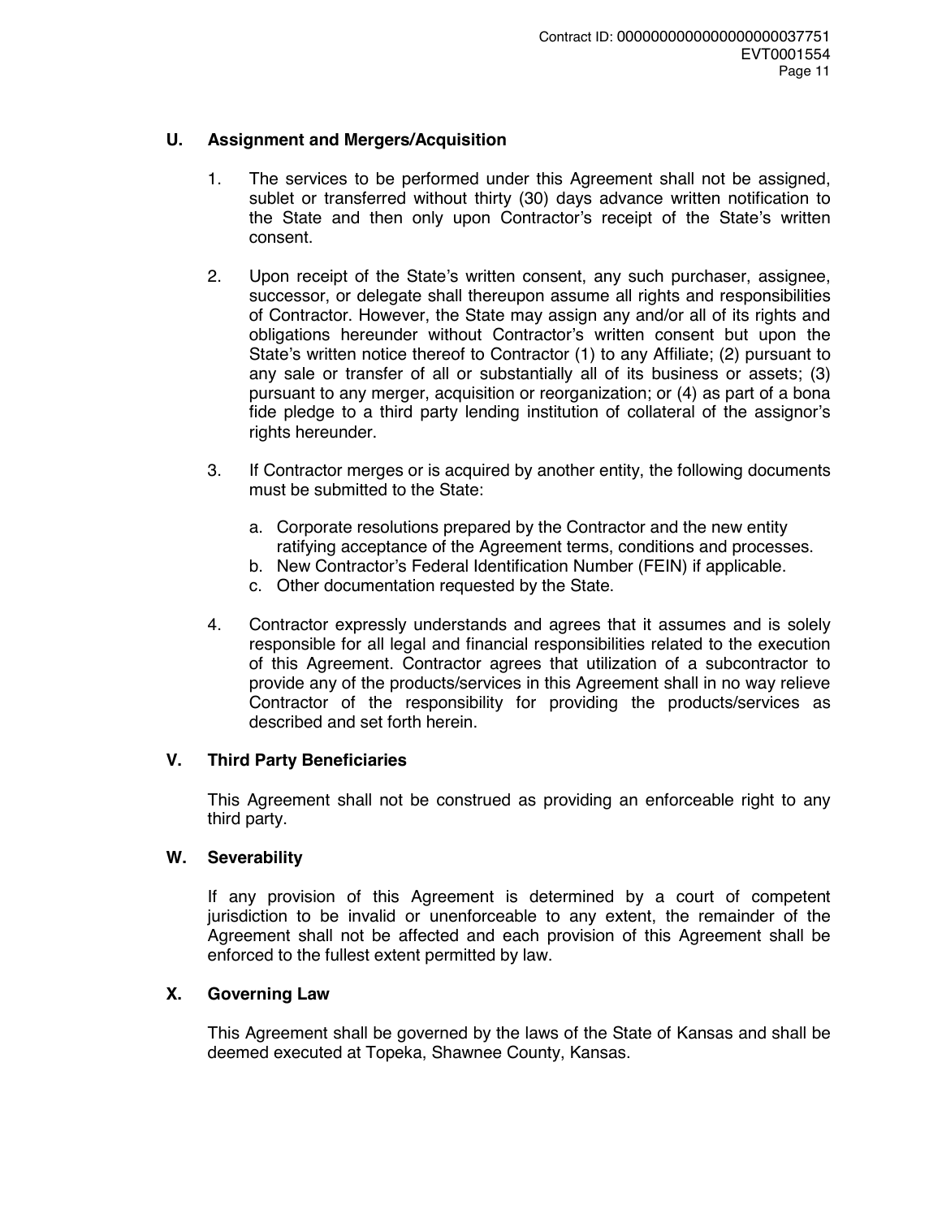## U. Assignment and Mergers/Acquisition

1. The services to be performed under this Agreement shall not be assigned, sublet or transferred without thirty (30) days advance written notification to the State and then only upon Contractor's receipt of the State's written consent.

2. Upon receipt of the State's written consent, any such purchaser, assignee, successor, or delegate shall thereupon assume all rights and responsibilities of Contractor. However, the State may assign any and/or all of its rights and obligations hereunder without Contractor's written consent but upon the State's written notice thereof to Contractor (1) to any Affiliate; (2) pursuant to any sale or transfer of all or substantially all of its business or assets; (3) pursuant to any merger, acquisition or reorganization; or (4) as part of a bona fide pledge to a third party lending institution of collateral of the assignor's rights hereunder.

3. If Contractor merges or is acquired by another entity, the following documents must be submitted to the State:

   a. Corporate resolutions prepared by the Contractor and the new entity ratifying acceptance of the Agreement terms, conditions and processes.
   b. New Contractor's Federal Identification Number (FEIN) if applicable.
   c. Other documentation requested by the State.

4. Contractor expressly understands and agrees that it assumes and is solely responsible for all legal and financial responsibilities related to the execution of this Agreement. Contractor agrees that utilization of a subcontractor to provide any of the products/services in this Agreement shall in no way relieve Contractor of the responsibility for providing the products/services as described and set forth herein.

## V. Third Party Beneficiaries

This Agreement shall not be construed as providing an enforceable right to any third party.

## W. Severability

If any provision of this Agreement is determined by a court of competent jurisdiction to be invalid or unenforceable to any extent, the remainder of the Agreement shall not be affected and each provision of this Agreement shall be enforced to the fullest extent permitted by law.

## X. Governing Law

This Agreement shall be governed by the laws of the State of Kansas and shall be deemed executed at Topeka, Shawnee County, Kansas.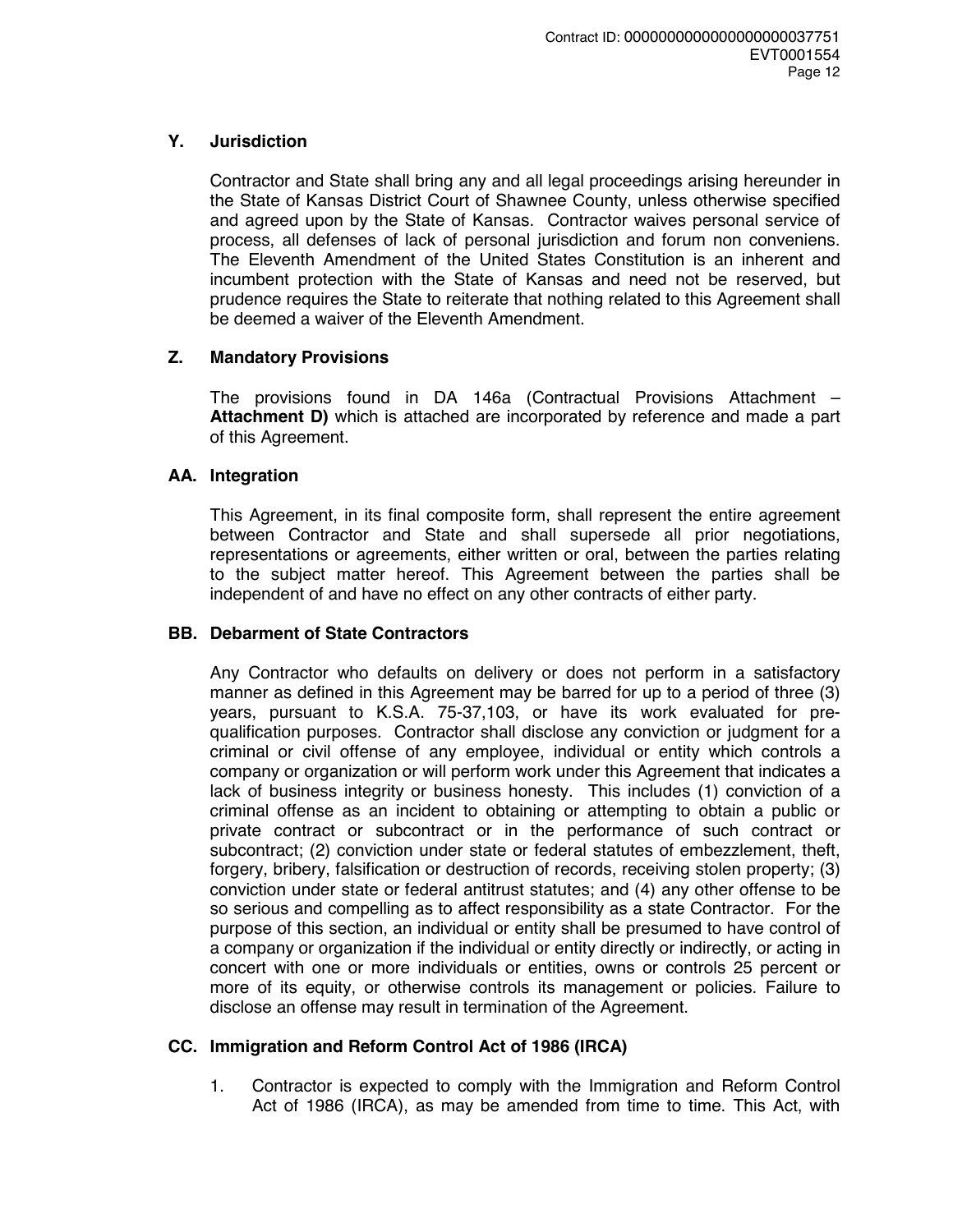### Y. Jurisdiction

Contractor and State shall bring any and all legal proceedings arising hereunder in the State of Kansas District Court of Shawnee County, unless otherwise specified and agreed upon by the State of Kansas. Contractor waives personal service of process, all defenses of lack of personal jurisdiction and forum non conveniens. The Eleventh Amendment of the United States Constitution is an inherent and incumbent protection with the State of Kansas and need not be reserved, but prudence requires the State to reiterate that nothing related to this Agreement shall be deemed a waiver of the Eleventh Amendment.

### Z. Mandatory Provisions

The provisions found in DA 146a (Contractual Provisions Attachment – **Attachment D)** which is attached are incorporated by reference and made a part of this Agreement.

### AA. Integration

This Agreement, in its final composite form, shall represent the entire agreement between Contractor and State and shall supersede all prior negotiations, representations or agreements, either written or oral, between the parties relating to the subject matter hereof. This Agreement between the parties shall be independent of and have no effect on any other contracts of either party.

### BB. Debarment of State Contractors

Any Contractor who defaults on delivery or does not perform in a satisfactory manner as defined in this Agreement may be barred for up to a period of three (3) years, pursuant to K.S.A. 75-37,103, or have its work evaluated for pre-qualification purposes. Contractor shall disclose any conviction or judgment for a criminal or civil offense of any employee, individual or entity which controls a company or organization or will perform work under this Agreement that indicates a lack of business integrity or business honesty. This includes (1) conviction of a criminal offense as an incident to obtaining or attempting to obtain a public or private contract or subcontract or in the performance of such contract or subcontract; (2) conviction under state or federal statutes of embezzlement, theft, forgery, bribery, falsification or destruction of records, receiving stolen property; (3) conviction under state or federal antitrust statutes; and (4) any other offense to be so serious and compelling as to affect responsibility as a state Contractor. For the purpose of this section, an individual or entity shall be presumed to have control of a company or organization if the individual or entity directly or indirectly, or acting in concert with one or more individuals or entities, owns or controls 25 percent or more of its equity, or otherwise controls its management or policies. Failure to disclose an offense may result in termination of the Agreement.

### CC. Immigration and Reform Control Act of 1986 (IRCA)

1. Contractor is expected to comply with the Immigration and Reform Control Act of 1986 (IRCA), as may be amended from time to time. This Act, with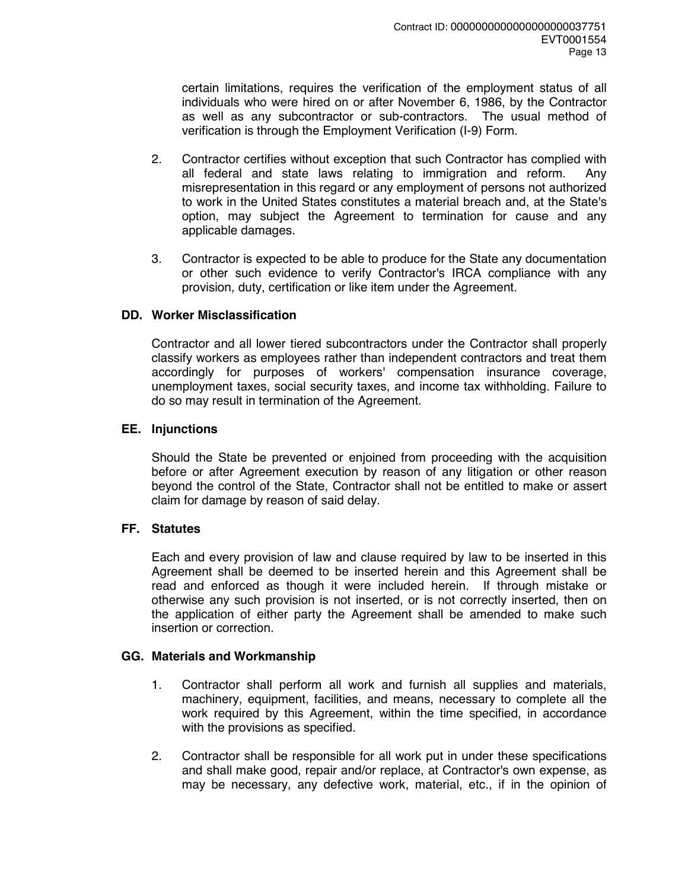certain limitations, requires the verification of the employment status of all individuals who were hired on or after November 6, 1986, by the Contractor as well as any subcontractor or sub-contractors. The usual method of verification is through the Employment Verification (I-9) Form.

2. Contractor certifies without exception that such Contractor has complied with all federal and state laws relating to immigration and reform. Any misrepresentation in this regard or any employment of persons not authorized to work in the United States constitutes a material breach and, at the State's option, may subject the Agreement to termination for cause and any applicable damages.

3. Contractor is expected to be able to produce for the State any documentation or other such evidence to verify Contractor's IRCA compliance with any provision, duty, certification or like item under the Agreement.

### DD. Worker Misclassification

Contractor and all lower tiered subcontractors under the Contractor shall properly classify workers as employees rather than independent contractors and treat them accordingly for purposes of workers' compensation insurance coverage, unemployment taxes, social security taxes, and income tax withholding. Failure to do so may result in termination of the Agreement.

### EE. Injunctions

Should the State be prevented or enjoined from proceeding with the acquisition before or after Agreement execution by reason of any litigation or other reason beyond the control of the State, Contractor shall not be entitled to make or assert claim for damage by reason of said delay.

### FF. Statutes

Each and every provision of law and clause required by law to be inserted in this Agreement shall be deemed to be inserted herein and this Agreement shall be read and enforced as though it were included herein. If through mistake or otherwise any such provision is not inserted, or is not correctly inserted, then on the application of either party the Agreement shall be amended to make such insertion or correction.

### GG. Materials and Workmanship

1. Contractor shall perform all work and furnish all supplies and materials, machinery, equipment, facilities, and means, necessary to complete all the work required by this Agreement, within the time specified, in accordance with the provisions as specified.

2. Contractor shall be responsible for all work put in under these specifications and shall make good, repair and/or replace, at Contractor's own expense, as may be necessary, any defective work, material, etc., if in the opinion of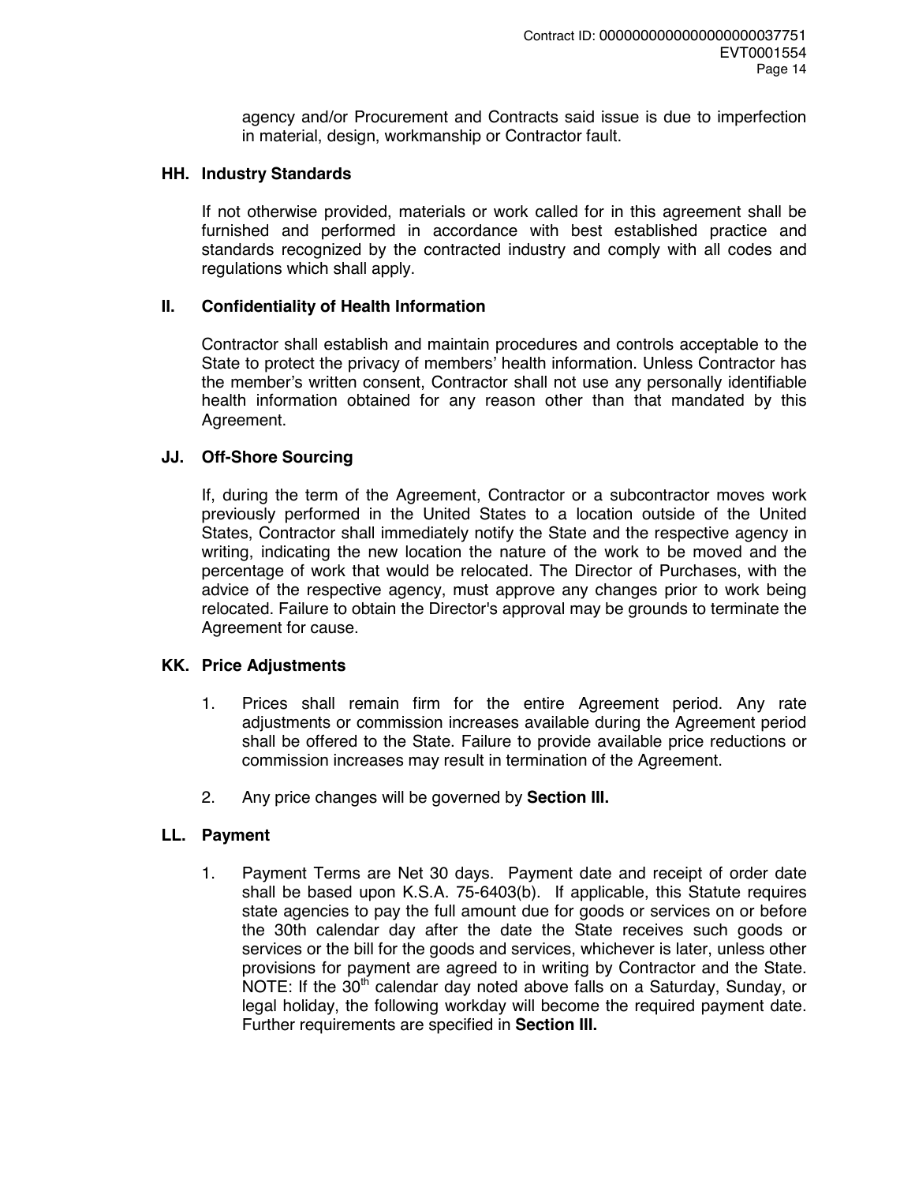agency and/or Procurement and Contracts said issue is due to imperfection in material, design, workmanship or Contractor fault.

### HH. Industry Standards

If not otherwise provided, materials or work called for in this agreement shall be furnished and performed in accordance with best established practice and standards recognized by the contracted industry and comply with all codes and regulations which shall apply.

### II. Confidentiality of Health Information

Contractor shall establish and maintain procedures and controls acceptable to the State to protect the privacy of members' health information. Unless Contractor has the member's written consent, Contractor shall not use any personally identifiable health information obtained for any reason other than that mandated by this Agreement.

### JJ. Off-Shore Sourcing

If, during the term of the Agreement, Contractor or a subcontractor moves work previously performed in the United States to a location outside of the United States, Contractor shall immediately notify the State and the respective agency in writing, indicating the new location the nature of the work to be moved and the percentage of work that would be relocated. The Director of Purchases, with the advice of the respective agency, must approve any changes prior to work being relocated. Failure to obtain the Director's approval may be grounds to terminate the Agreement for cause.

### KK. Price Adjustments

1. Prices shall remain firm for the entire Agreement period. Any rate adjustments or commission increases available during the Agreement period shall be offered to the State. Failure to provide available price reductions or commission increases may result in termination of the Agreement.

2. Any price changes will be governed by **Section III.**

### LL. Payment

1. Payment Terms are Net 30 days. Payment date and receipt of order date shall be based upon K.S.A. 75-6403(b). If applicable, this Statute requires state agencies to pay the full amount due for goods or services on or before the 30th calendar day after the date the State receives such goods or services or the bill for the goods and services, whichever is later, unless other provisions for payment are agreed to in writing by Contractor and the State. NOTE: If the 30th calendar day noted above falls on a Saturday, Sunday, or legal holiday, the following workday will become the required payment date. Further requirements are specified in **Section III.**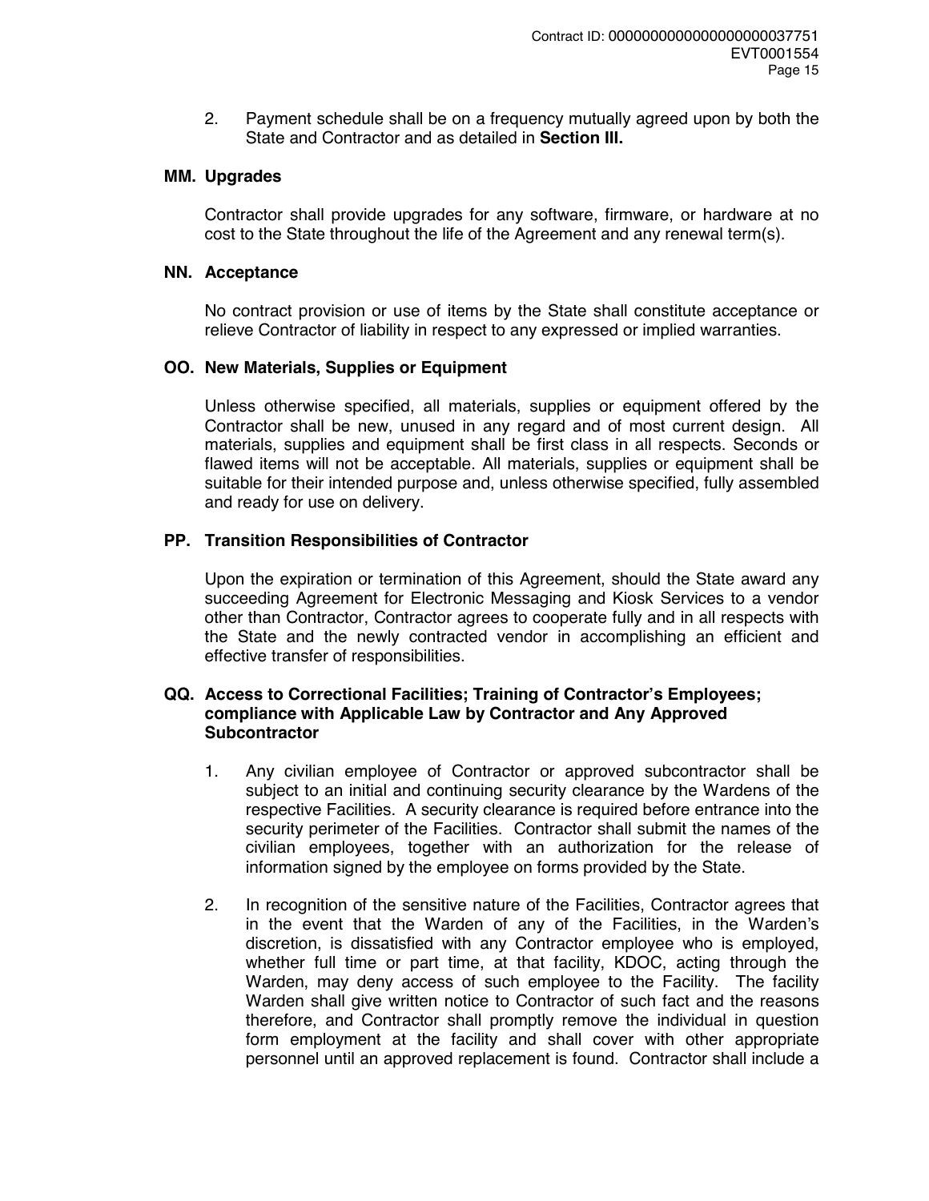2. Payment schedule shall be on a frequency mutually agreed upon by both the State and Contractor and as detailed in **Section III.**

### MM. Upgrades

Contractor shall provide upgrades for any software, firmware, or hardware at no cost to the State throughout the life of the Agreement and any renewal term(s).

### NN. Acceptance

No contract provision or use of items by the State shall constitute acceptance or relieve Contractor of liability in respect to any expressed or implied warranties.

### OO. New Materials, Supplies or Equipment

Unless otherwise specified, all materials, supplies or equipment offered by the Contractor shall be new, unused in any regard and of most current design. All materials, supplies and equipment shall be first class in all respects. Seconds or flawed items will not be acceptable. All materials, supplies or equipment shall be suitable for their intended purpose and, unless otherwise specified, fully assembled and ready for use on delivery.

### PP. Transition Responsibilities of Contractor

Upon the expiration or termination of this Agreement, should the State award any succeeding Agreement for Electronic Messaging and Kiosk Services to a vendor other than Contractor, Contractor agrees to cooperate fully and in all respects with the State and the newly contracted vendor in accomplishing an efficient and effective transfer of responsibilities.

### QQ. Access to Correctional Facilities; Training of Contractor's Employees; compliance with Applicable Law by Contractor and Any Approved Subcontractor

1. Any civilian employee of Contractor or approved subcontractor shall be subject to an initial and continuing security clearance by the Wardens of the respective Facilities. A security clearance is required before entrance into the security perimeter of the Facilities. Contractor shall submit the names of the civilian employees, together with an authorization for the release of information signed by the employee on forms provided by the State.

2. In recognition of the sensitive nature of the Facilities, Contractor agrees that in the event that the Warden of any of the Facilities, in the Warden's discretion, is dissatisfied with any Contractor employee who is employed, whether full time or part time, at that facility, KDOC, acting through the Warden, may deny access of such employee to the Facility. The facility Warden shall give written notice to Contractor of such fact and the reasons therefore, and Contractor shall promptly remove the individual in question form employment at the facility and shall cover with other appropriate personnel until an approved replacement is found. Contractor shall include a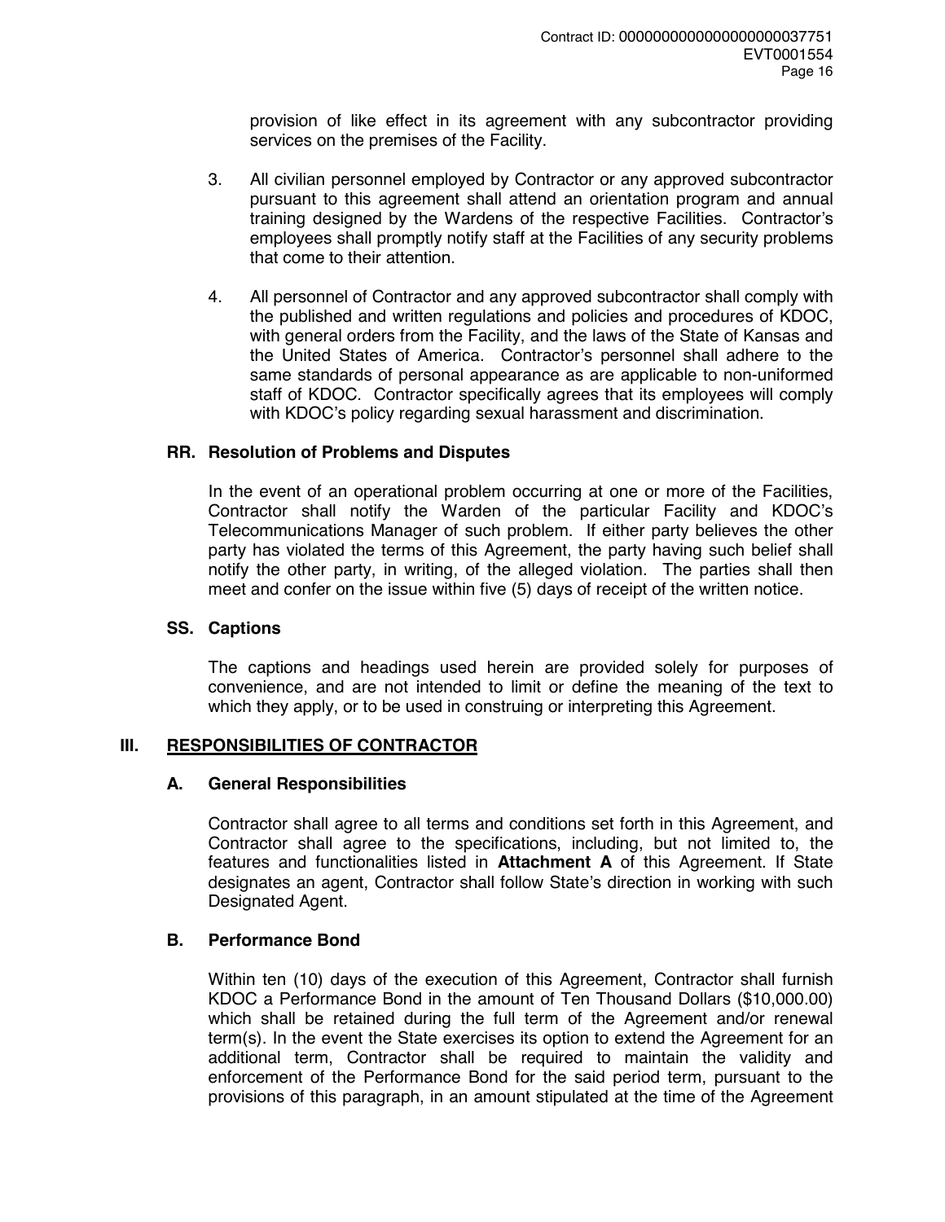provision of like effect in its agreement with any subcontractor providing services on the premises of the Facility.

3. All civilian personnel employed by Contractor or any approved subcontractor pursuant to this agreement shall attend an orientation program and annual training designed by the Wardens of the respective Facilities. Contractor's employees shall promptly notify staff at the Facilities of any security problems that come to their attention.

4. All personnel of Contractor and any approved subcontractor shall comply with the published and written regulations and policies and procedures of KDOC, with general orders from the Facility, and the laws of the State of Kansas and the United States of America. Contractor's personnel shall adhere to the same standards of personal appearance as are applicable to non-uniformed staff of KDOC. Contractor specifically agrees that its employees will comply with KDOC's policy regarding sexual harassment and discrimination.

### RR. Resolution of Problems and Disputes

In the event of an operational problem occurring at one or more of the Facilities, Contractor shall notify the Warden of the particular Facility and KDOC's Telecommunications Manager of such problem. If either party believes the other party has violated the terms of this Agreement, the party having such belief shall notify the other party, in writing, of the alleged violation. The parties shall then meet and confer on the issue within five (5) days of receipt of the written notice.

### SS. Captions

The captions and headings used herein are provided solely for purposes of convenience, and are not intended to limit or define the meaning of the text to which they apply, or to be used in construing or interpreting this Agreement.

## III. RESPONSIBILITIES OF CONTRACTOR

### A. General Responsibilities

Contractor shall agree to all terms and conditions set forth in this Agreement, and Contractor shall agree to the specifications, including, but not limited to, the features and functionalities listed in **Attachment A** of this Agreement. If State designates an agent, Contractor shall follow State's direction in working with such Designated Agent.

### B. Performance Bond

Within ten (10) days of the execution of this Agreement, Contractor shall furnish KDOC a Performance Bond in the amount of Ten Thousand Dollars ($10,000.00) which shall be retained during the full term of the Agreement and/or renewal term(s). In the event the State exercises its option to extend the Agreement for an additional term, Contractor shall be required to maintain the validity and enforcement of the Performance Bond for the said period term, pursuant to the provisions of this paragraph, in an amount stipulated at the time of the Agreement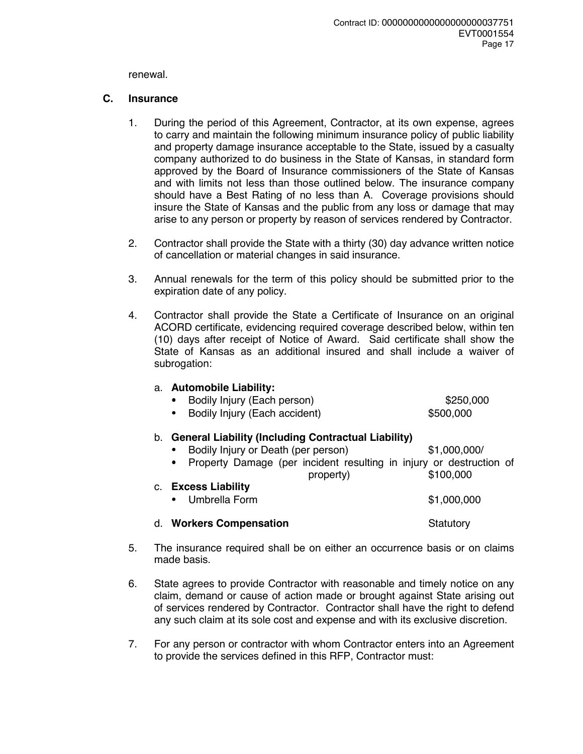renewal.

**C. Insurance**

1. During the period of this Agreement, Contractor, at its own expense, agrees to carry and maintain the following minimum insurance policy of public liability and property damage insurance acceptable to the State, issued by a casualty company authorized to do business in the State of Kansas, in standard form approved by the Board of Insurance commissioners of the State of Kansas and with limits not less than those outlined below. The insurance company should have a Best Rating of no less than A. Coverage provisions should insure the State of Kansas and the public from any loss or damage that may arise to any person or property by reason of services rendered by Contractor.

2. Contractor shall provide the State with a thirty (30) day advance written notice of cancellation or material changes in said insurance.

3. Annual renewals for the term of this policy should be submitted prior to the expiration date of any policy.

4. Contractor shall provide the State a Certificate of Insurance on an original ACORD certificate, evidencing required coverage described below, within ten (10) days after receipt of Notice of Award. Said certificate shall show the State of Kansas as an additional insured and shall include a waiver of subrogation:

   a. **Automobile Liability:**
      - Bodily Injury (Each person) $250,000
      - Bodily Injury (Each accident) $500,000

   b. **General Liability (Including Contractual Liability)**
      - Bodily Injury or Death (per person) $1,000,000/
      - Property Damage (per incident resulting in injury or destruction of property) $100,000

   c. **Excess Liability**
      - Umbrella Form $1,000,000

   d. **Workers Compensation** Statutory

5. The insurance required shall be on either an occurrence basis or on claims made basis.

6. State agrees to provide Contractor with reasonable and timely notice on any claim, demand or cause of action made or brought against State arising out of services rendered by Contractor. Contractor shall have the right to defend any such claim at its sole cost and expense and with its exclusive discretion.

7. For any person or contractor with whom Contractor enters into an Agreement to provide the services defined in this RFP, Contractor must: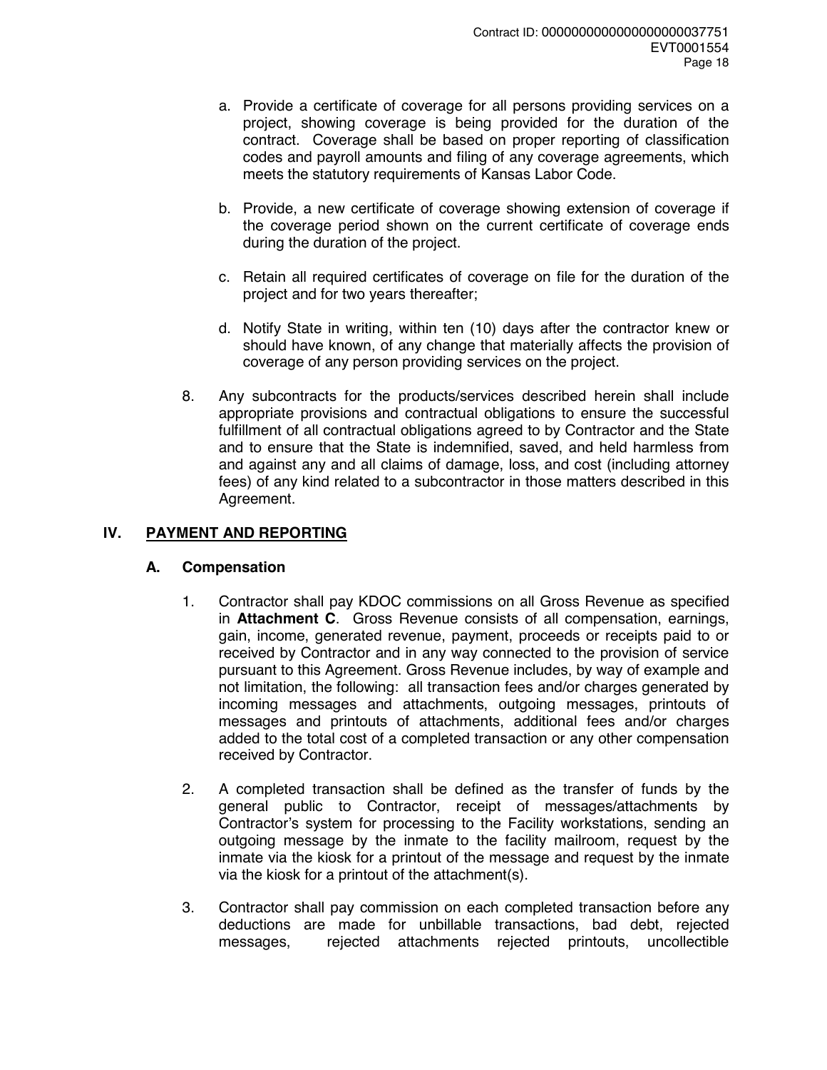a. Provide a certificate of coverage for all persons providing services on a project, showing coverage is being provided for the duration of the contract. Coverage shall be based on proper reporting of classification codes and payroll amounts and filing of any coverage agreements, which meets the statutory requirements of Kansas Labor Code.

b. Provide, a new certificate of coverage showing extension of coverage if the coverage period shown on the current certificate of coverage ends during the duration of the project.

c. Retain all required certificates of coverage on file for the duration of the project and for two years thereafter;

d. Notify State in writing, within ten (10) days after the contractor knew or should have known, of any change that materially affects the provision of coverage of any person providing services on the project.

8. Any subcontracts for the products/services described herein shall include appropriate provisions and contractual obligations to ensure the successful fulfillment of all contractual obligations agreed to by Contractor and the State and to ensure that the State is indemnified, saved, and held harmless from and against any and all claims of damage, loss, and cost (including attorney fees) of any kind related to a subcontractor in those matters described in this Agreement.

## IV. PAYMENT AND REPORTING

### A. Compensation

1. Contractor shall pay KDOC commissions on all Gross Revenue as specified in **Attachment C**. Gross Revenue consists of all compensation, earnings, gain, income, generated revenue, payment, proceeds or receipts paid to or received by Contractor and in any way connected to the provision of service pursuant to this Agreement. Gross Revenue includes, by way of example and not limitation, the following: all transaction fees and/or charges generated by incoming messages and attachments, outgoing messages, printouts of messages and printouts of attachments, additional fees and/or charges added to the total cost of a completed transaction or any other compensation received by Contractor.

2. A completed transaction shall be defined as the transfer of funds by the general public to Contractor, receipt of messages/attachments by Contractor's system for processing to the Facility workstations, sending an outgoing message by the inmate to the facility mailroom, request by the inmate via the kiosk for a printout of the message and request by the inmate via the kiosk for a printout of the attachment(s).

3. Contractor shall pay commission on each completed transaction before any deductions are made for unbillable transactions, bad debt, rejected messages, rejected attachments rejected printouts, uncollectible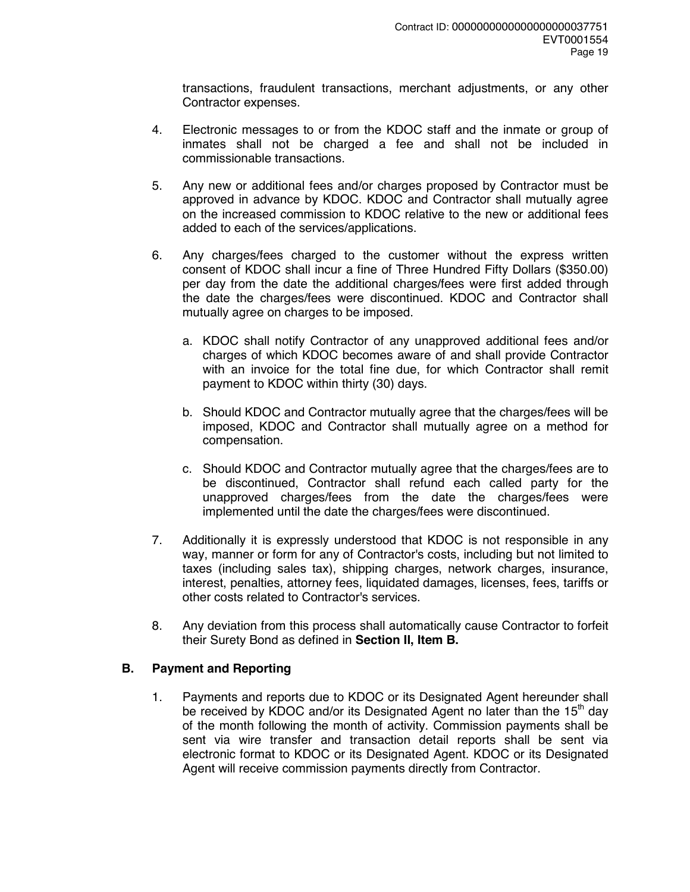transactions, fraudulent transactions, merchant adjustments, or any other Contractor expenses.

4. Electronic messages to or from the KDOC staff and the inmate or group of inmates shall not be charged a fee and shall not be included in commissionable transactions.

5. Any new or additional fees and/or charges proposed by Contractor must be approved in advance by KDOC. KDOC and Contractor shall mutually agree on the increased commission to KDOC relative to the new or additional fees added to each of the services/applications.

6. Any charges/fees charged to the customer without the express written consent of KDOC shall incur a fine of Three Hundred Fifty Dollars ($350.00) per day from the date the additional charges/fees were first added through the date the charges/fees were discontinued. KDOC and Contractor shall mutually agree on charges to be imposed.

   a. KDOC shall notify Contractor of any unapproved additional fees and/or charges of which KDOC becomes aware of and shall provide Contractor with an invoice for the total fine due, for which Contractor shall remit payment to KDOC within thirty (30) days.

   b. Should KDOC and Contractor mutually agree that the charges/fees will be imposed, KDOC and Contractor shall mutually agree on a method for compensation.

   c. Should KDOC and Contractor mutually agree that the charges/fees are to be discontinued, Contractor shall refund each called party for the unapproved charges/fees from the date the charges/fees were implemented until the date the charges/fees were discontinued.

7. Additionally it is expressly understood that KDOC is not responsible in any way, manner or form for any of Contractor's costs, including but not limited to taxes (including sales tax), shipping charges, network charges, insurance, interest, penalties, attorney fees, liquidated damages, licenses, fees, tariffs or other costs related to Contractor's services.

8. Any deviation from this process shall automatically cause Contractor to forfeit their Surety Bond as defined in **Section II, Item B.**

## B. Payment and Reporting

1. Payments and reports due to KDOC or its Designated Agent hereunder shall be received by KDOC and/or its Designated Agent no later than the 15th day of the month following the month of activity. Commission payments shall be sent via wire transfer and transaction detail reports shall be sent via electronic format to KDOC or its Designated Agent. KDOC or its Designated Agent will receive commission payments directly from Contractor.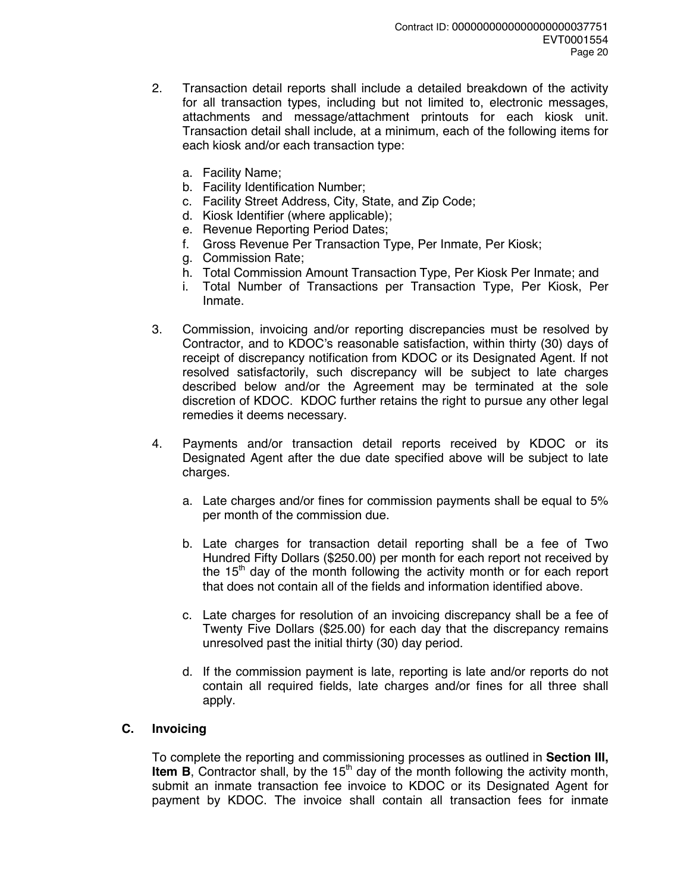2. Transaction detail reports shall include a detailed breakdown of the activity for all transaction types, including but not limited to, electronic messages, attachments and message/attachment printouts for each kiosk unit. Transaction detail shall include, at a minimum, each of the following items for each kiosk and/or each transaction type:

    a. Facility Name;
    b. Facility Identification Number;
    c. Facility Street Address, City, State, and Zip Code;
    d. Kiosk Identifier (where applicable);
    e. Revenue Reporting Period Dates;
    f. Gross Revenue Per Transaction Type, Per Inmate, Per Kiosk;
    g. Commission Rate;
    h. Total Commission Amount Transaction Type, Per Kiosk Per Inmate; and
    i. Total Number of Transactions per Transaction Type, Per Kiosk, Per Inmate.

3. Commission, invoicing and/or reporting discrepancies must be resolved by Contractor, and to KDOC's reasonable satisfaction, within thirty (30) days of receipt of discrepancy notification from KDOC or its Designated Agent. If not resolved satisfactorily, such discrepancy will be subject to late charges described below and/or the Agreement may be terminated at the sole discretion of KDOC. KDOC further retains the right to pursue any other legal remedies it deems necessary.

4. Payments and/or transaction detail reports received by KDOC or its Designated Agent after the due date specified above will be subject to late charges.

    a. Late charges and/or fines for commission payments shall be equal to 5% per month of the commission due.

    b. Late charges for transaction detail reporting shall be a fee of Two Hundred Fifty Dollars ($250.00) per month for each report not received by the 15th day of the month following the activity month or for each report that does not contain all of the fields and information identified above.

    c. Late charges for resolution of an invoicing discrepancy shall be a fee of Twenty Five Dollars ($25.00) for each day that the discrepancy remains unresolved past the initial thirty (30) day period.

    d. If the commission payment is late, reporting is late and/or reports do not contain all required fields, late charges and/or fines for all three shall apply.

### C. Invoicing

To complete the reporting and commissioning processes as outlined in **Section III, Item B**, Contractor shall, by the 15th day of the month following the activity month, submit an inmate transaction fee invoice to KDOC or its Designated Agent for payment by KDOC. The invoice shall contain all transaction fees for inmate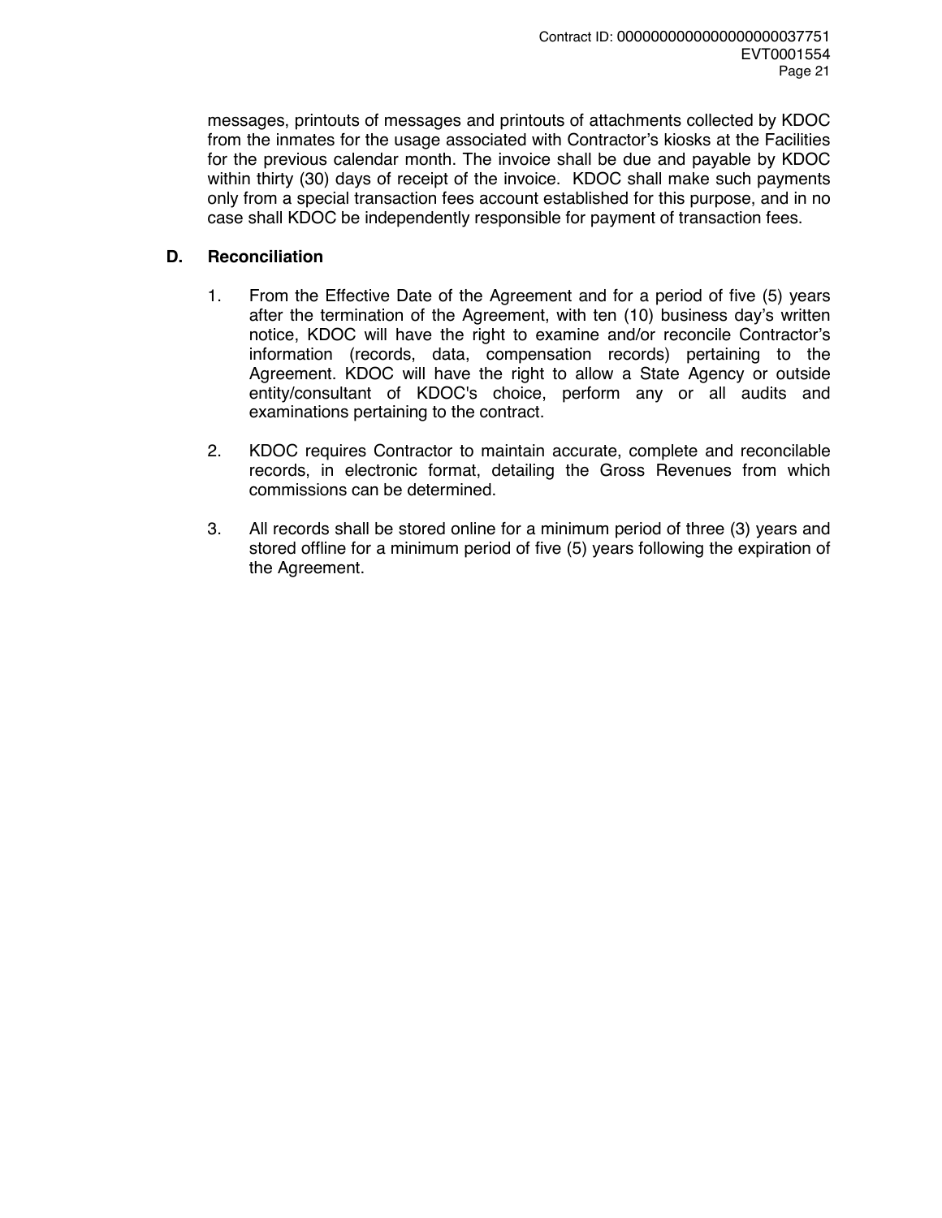messages, printouts of messages and printouts of attachments collected by KDOC from the inmates for the usage associated with Contractor's kiosks at the Facilities for the previous calendar month. The invoice shall be due and payable by KDOC within thirty (30) days of receipt of the invoice. KDOC shall make such payments only from a special transaction fees account established for this purpose, and in no case shall KDOC be independently responsible for payment of transaction fees.

**D. Reconciliation**

1. From the Effective Date of the Agreement and for a period of five (5) years after the termination of the Agreement, with ten (10) business day's written notice, KDOC will have the right to examine and/or reconcile Contractor's information (records, data, compensation records) pertaining to the Agreement. KDOC will have the right to allow a State Agency or outside entity/consultant of KDOC's choice, perform any or all audits and examinations pertaining to the contract.

2. KDOC requires Contractor to maintain accurate, complete and reconcilable records, in electronic format, detailing the Gross Revenues from which commissions can be determined.

3. All records shall be stored online for a minimum period of three (3) years and stored offline for a minimum period of five (5) years following the expiration of the Agreement.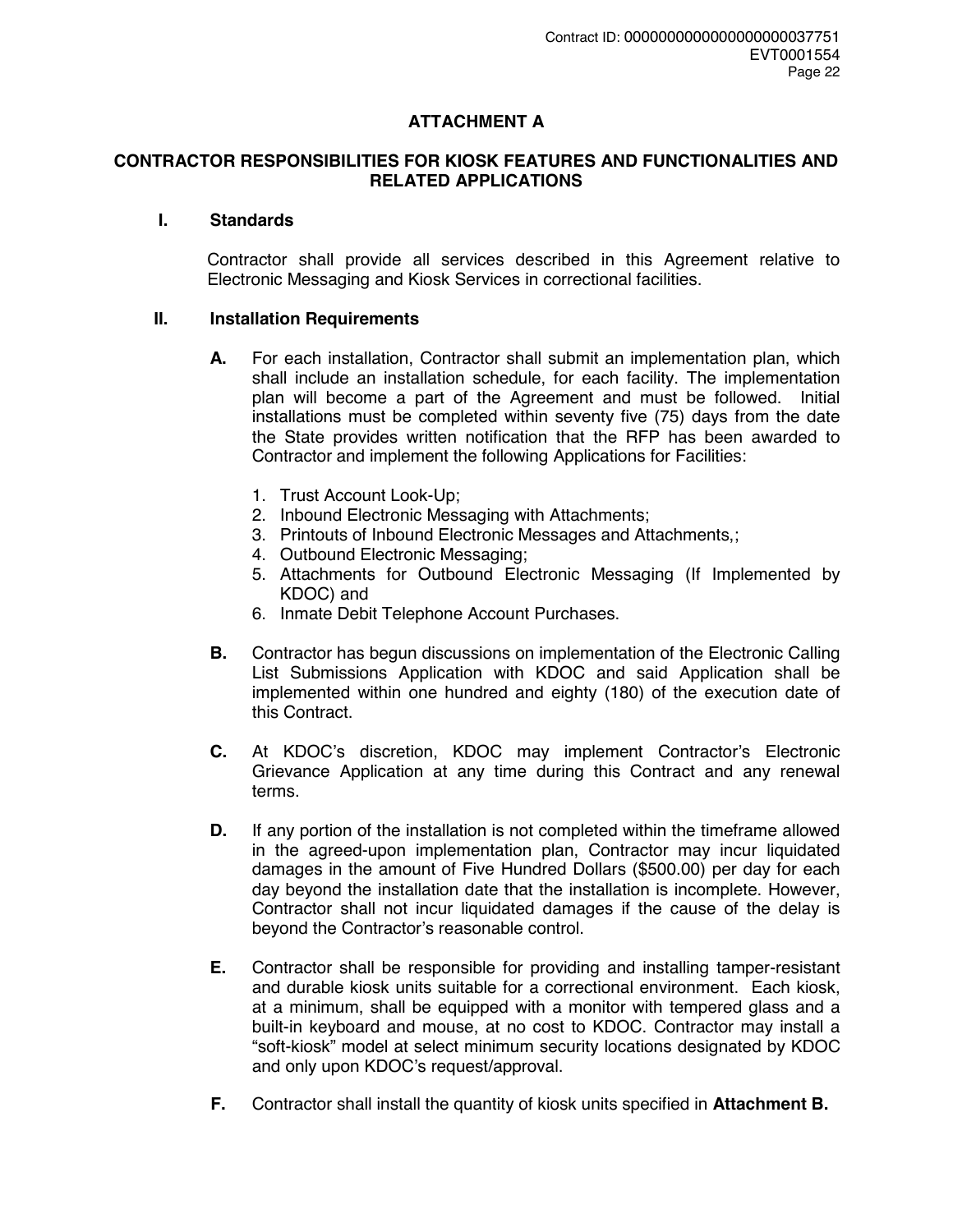# ATTACHMENT A

## CONTRACTOR RESPONSIBILITIES FOR KIOSK FEATURES AND FUNCTIONALITIES AND RELATED APPLICATIONS

### I. Standards

Contractor shall provide all services described in this Agreement relative to Electronic Messaging and Kiosk Services in correctional facilities.

### II. Installation Requirements

**A.** For each installation, Contractor shall submit an implementation plan, which shall include an installation schedule, for each facility. The implementation plan will become a part of the Agreement and must be followed. Initial installations must be completed within seventy five (75) days from the date the State provides written notification that the RFP has been awarded to Contractor and implement the following Applications for Facilities:

1. Trust Account Look-Up;
2. Inbound Electronic Messaging with Attachments;
3. Printouts of Inbound Electronic Messages and Attachments,;
4. Outbound Electronic Messaging;
5. Attachments for Outbound Electronic Messaging (If Implemented by KDOC) and
6. Inmate Debit Telephone Account Purchases.

**B.** Contractor has begun discussions on implementation of the Electronic Calling List Submissions Application with KDOC and said Application shall be implemented within one hundred and eighty (180) of the execution date of this Contract.

**C.** At KDOC's discretion, KDOC may implement Contractor's Electronic Grievance Application at any time during this Contract and any renewal terms.

**D.** If any portion of the installation is not completed within the timeframe allowed in the agreed-upon implementation plan, Contractor may incur liquidated damages in the amount of Five Hundred Dollars ($500.00) per day for each day beyond the installation date that the installation is incomplete. However, Contractor shall not incur liquidated damages if the cause of the delay is beyond the Contractor's reasonable control.

**E.** Contractor shall be responsible for providing and installing tamper-resistant and durable kiosk units suitable for a correctional environment. Each kiosk, at a minimum, shall be equipped with a monitor with tempered glass and a built-in keyboard and mouse, at no cost to KDOC. Contractor may install a "soft-kiosk" model at select minimum security locations designated by KDOC and only upon KDOC's request/approval.

**F.** Contractor shall install the quantity of kiosk units specified in **Attachment B.**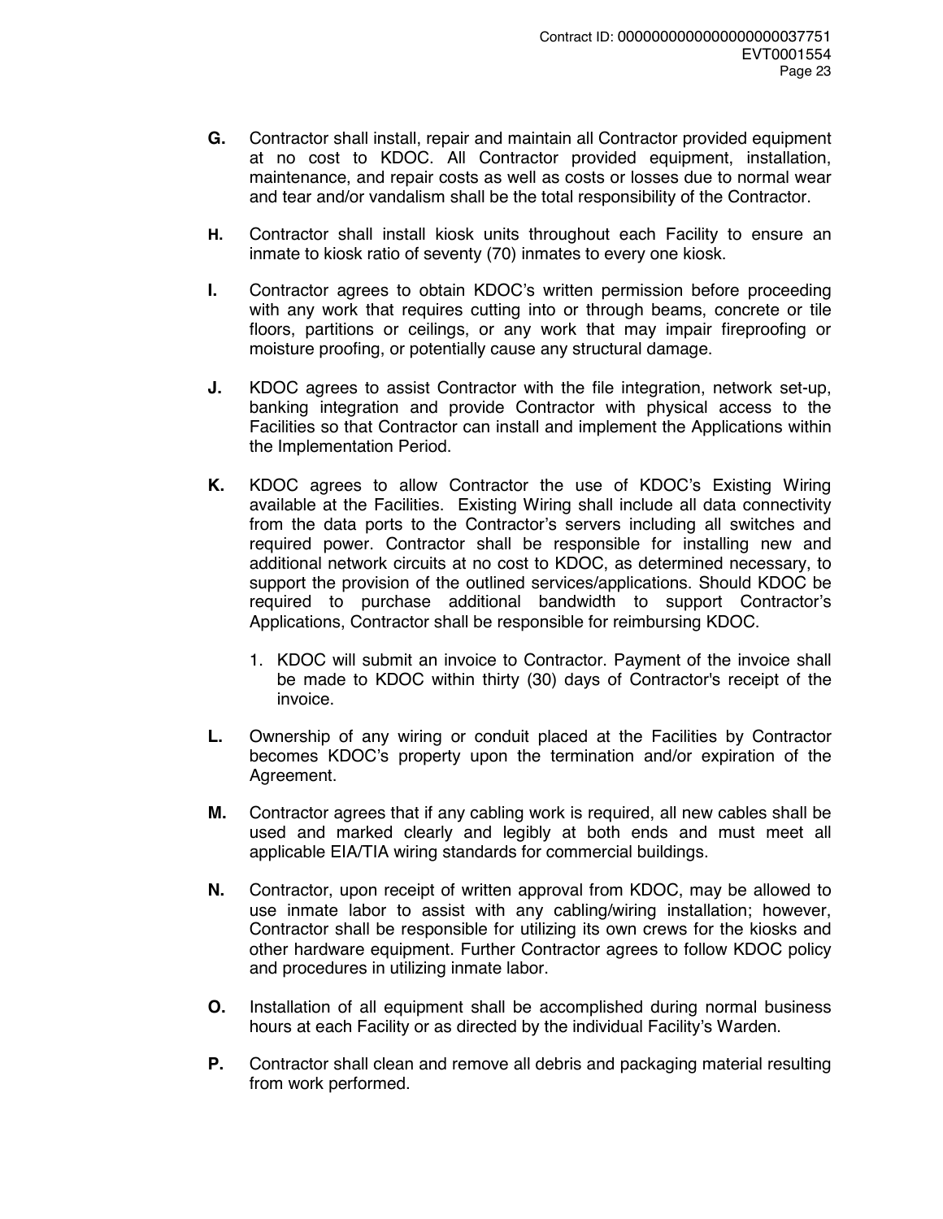**G.** Contractor shall install, repair and maintain all Contractor provided equipment at no cost to KDOC. All Contractor provided equipment, installation, maintenance, and repair costs as well as costs or losses due to normal wear and tear and/or vandalism shall be the total responsibility of the Contractor.

**H.** Contractor shall install kiosk units throughout each Facility to ensure an inmate to kiosk ratio of seventy (70) inmates to every one kiosk.

**I.** Contractor agrees to obtain KDOC's written permission before proceeding with any work that requires cutting into or through beams, concrete or tile floors, partitions or ceilings, or any work that may impair fireproofing or moisture proofing, or potentially cause any structural damage.

**J.** KDOC agrees to assist Contractor with the file integration, network set-up, banking integration and provide Contractor with physical access to the Facilities so that Contractor can install and implement the Applications within the Implementation Period.

**K.** KDOC agrees to allow Contractor the use of KDOC's Existing Wiring available at the Facilities. Existing Wiring shall include all data connectivity from the data ports to the Contractor's servers including all switches and required power. Contractor shall be responsible for installing new and additional network circuits at no cost to KDOC, as determined necessary, to support the provision of the outlined services/applications. Should KDOC be required to purchase additional bandwidth to support Contractor's Applications, Contractor shall be responsible for reimbursing KDOC.

1. KDOC will submit an invoice to Contractor. Payment of the invoice shall be made to KDOC within thirty (30) days of Contractor's receipt of the invoice.

**L.** Ownership of any wiring or conduit placed at the Facilities by Contractor becomes KDOC's property upon the termination and/or expiration of the Agreement.

**M.** Contractor agrees that if any cabling work is required, all new cables shall be used and marked clearly and legibly at both ends and must meet all applicable EIA/TIA wiring standards for commercial buildings.

**N.** Contractor, upon receipt of written approval from KDOC, may be allowed to use inmate labor to assist with any cabling/wiring installation; however, Contractor shall be responsible for utilizing its own crews for the kiosks and other hardware equipment. Further Contractor agrees to follow KDOC policy and procedures in utilizing inmate labor.

**O.** Installation of all equipment shall be accomplished during normal business hours at each Facility or as directed by the individual Facility's Warden.

**P.** Contractor shall clean and remove all debris and packaging material resulting from work performed.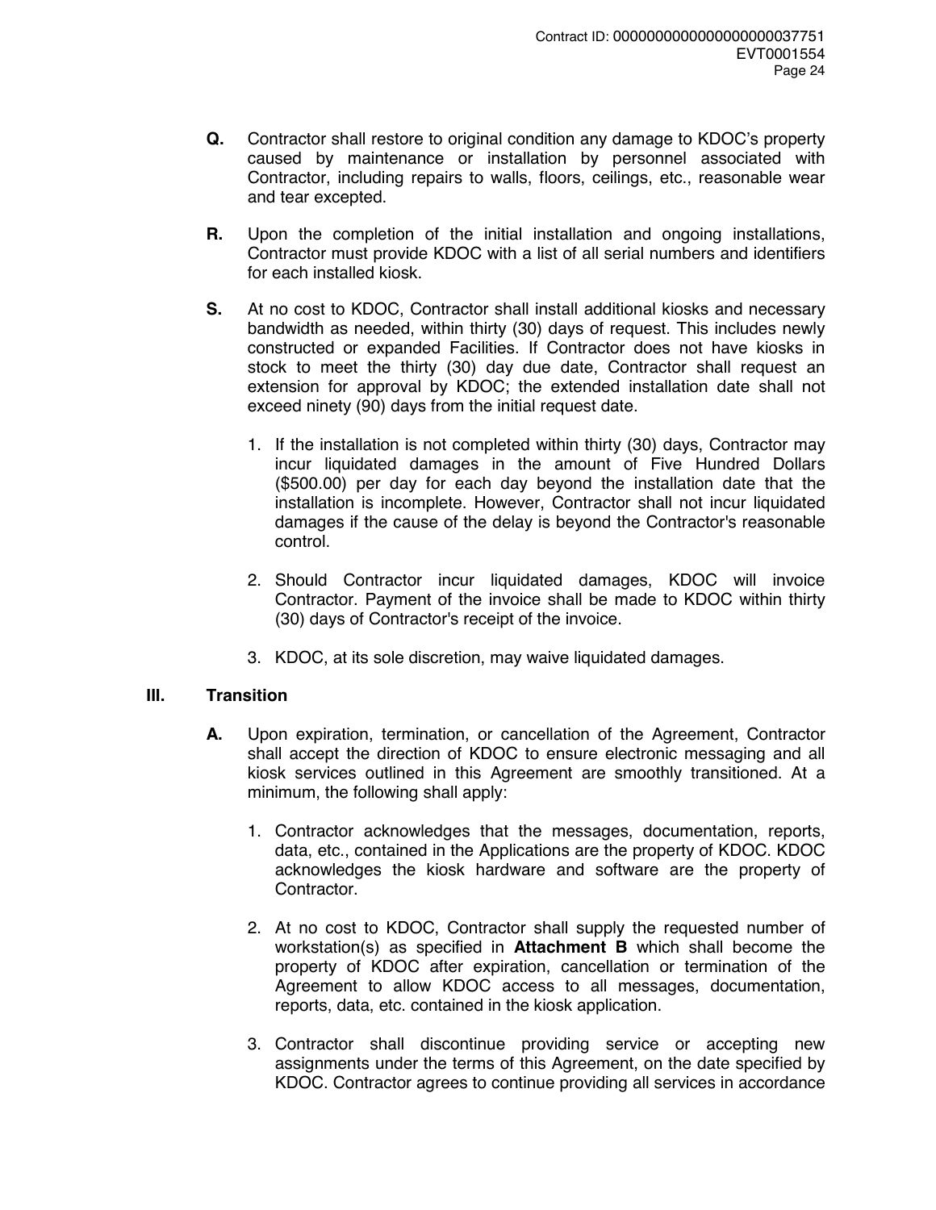**Q.** Contractor shall restore to original condition any damage to KDOC's property caused by maintenance or installation by personnel associated with Contractor, including repairs to walls, floors, ceilings, etc., reasonable wear and tear excepted.

**R.** Upon the completion of the initial installation and ongoing installations, Contractor must provide KDOC with a list of all serial numbers and identifiers for each installed kiosk.

**S.** At no cost to KDOC, Contractor shall install additional kiosks and necessary bandwidth as needed, within thirty (30) days of request. This includes newly constructed or expanded Facilities. If Contractor does not have kiosks in stock to meet the thirty (30) day due date, Contractor shall request an extension for approval by KDOC; the extended installation date shall not exceed ninety (90) days from the initial request date.

1. If the installation is not completed within thirty (30) days, Contractor may incur liquidated damages in the amount of Five Hundred Dollars ($500.00) per day for each day beyond the installation date that the installation is incomplete. However, Contractor shall not incur liquidated damages if the cause of the delay is beyond the Contractor's reasonable control.

2. Should Contractor incur liquidated damages, KDOC will invoice Contractor. Payment of the invoice shall be made to KDOC within thirty (30) days of Contractor's receipt of the invoice.

3. KDOC, at its sole discretion, may waive liquidated damages.

## III. Transition

**A.** Upon expiration, termination, or cancellation of the Agreement, Contractor shall accept the direction of KDOC to ensure electronic messaging and all kiosk services outlined in this Agreement are smoothly transitioned. At a minimum, the following shall apply:

1. Contractor acknowledges that the messages, documentation, reports, data, etc., contained in the Applications are the property of KDOC. KDOC acknowledges the kiosk hardware and software are the property of Contractor.

2. At no cost to KDOC, Contractor shall supply the requested number of workstation(s) as specified in **Attachment B** which shall become the property of KDOC after expiration, cancellation or termination of the Agreement to allow KDOC access to all messages, documentation, reports, data, etc. contained in the kiosk application.

3. Contractor shall discontinue providing service or accepting new assignments under the terms of this Agreement, on the date specified by KDOC. Contractor agrees to continue providing all services in accordance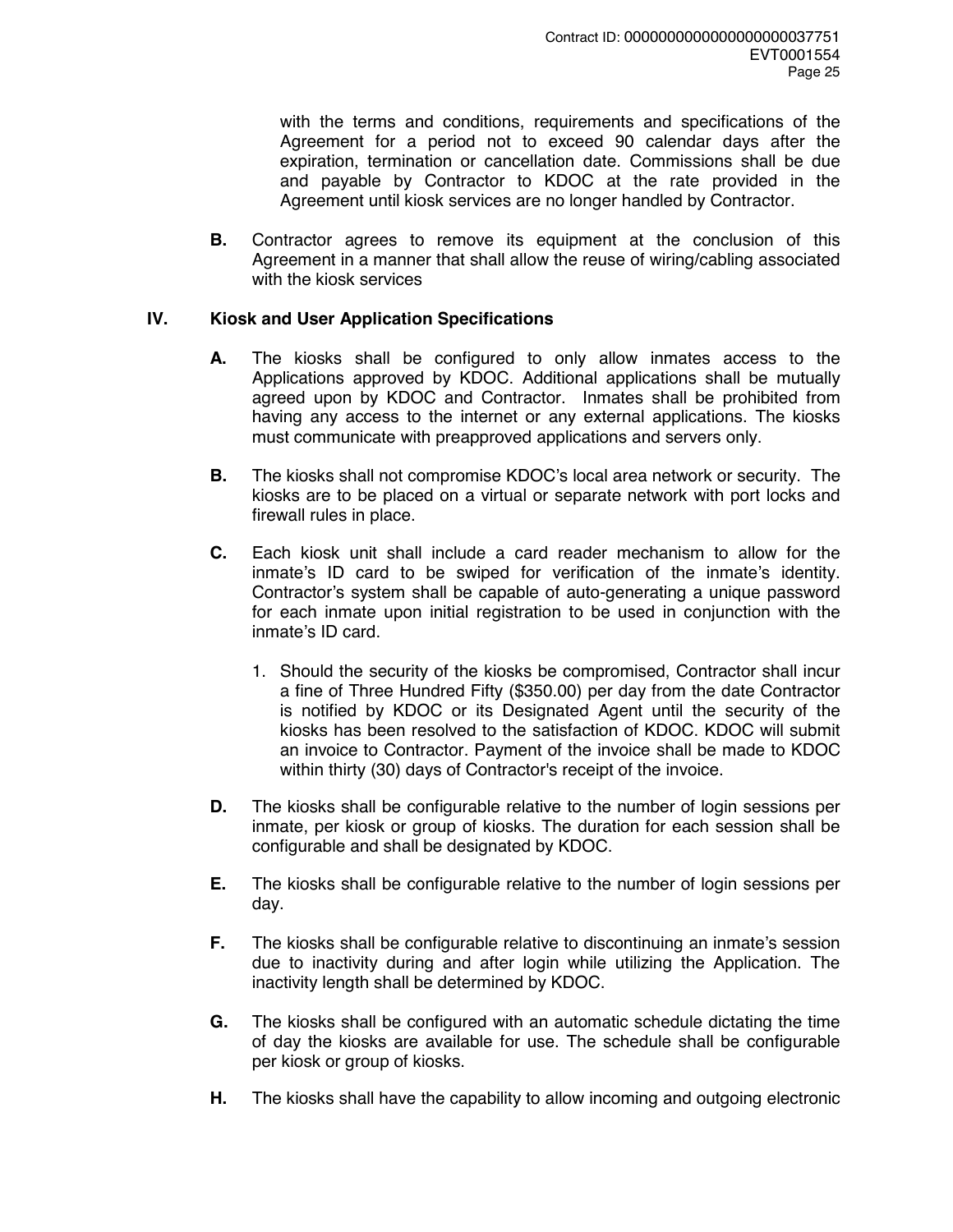with the terms and conditions, requirements and specifications of the Agreement for a period not to exceed 90 calendar days after the expiration, termination or cancellation date. Commissions shall be due and payable by Contractor to KDOC at the rate provided in the Agreement until kiosk services are no longer handled by Contractor.

**B.** Contractor agrees to remove its equipment at the conclusion of this Agreement in a manner that shall allow the reuse of wiring/cabling associated with the kiosk services

## IV. Kiosk and User Application Specifications

**A.** The kiosks shall be configured to only allow inmates access to the Applications approved by KDOC. Additional applications shall be mutually agreed upon by KDOC and Contractor. Inmates shall be prohibited from having any access to the internet or any external applications. The kiosks must communicate with preapproved applications and servers only.

**B.** The kiosks shall not compromise KDOC's local area network or security. The kiosks are to be placed on a virtual or separate network with port locks and firewall rules in place.

**C.** Each kiosk unit shall include a card reader mechanism to allow for the inmate's ID card to be swiped for verification of the inmate's identity. Contractor's system shall be capable of auto-generating a unique password for each inmate upon initial registration to be used in conjunction with the inmate's ID card.

1. Should the security of the kiosks be compromised, Contractor shall incur a fine of Three Hundred Fifty ($350.00) per day from the date Contractor is notified by KDOC or its Designated Agent until the security of the kiosks has been resolved to the satisfaction of KDOC. KDOC will submit an invoice to Contractor. Payment of the invoice shall be made to KDOC within thirty (30) days of Contractor's receipt of the invoice.

**D.** The kiosks shall be configurable relative to the number of login sessions per inmate, per kiosk or group of kiosks. The duration for each session shall be configurable and shall be designated by KDOC.

**E.** The kiosks shall be configurable relative to the number of login sessions per day.

**F.** The kiosks shall be configurable relative to discontinuing an inmate's session due to inactivity during and after login while utilizing the Application. The inactivity length shall be determined by KDOC.

**G.** The kiosks shall be configured with an automatic schedule dictating the time of day the kiosks are available for use. The schedule shall be configurable per kiosk or group of kiosks.

**H.** The kiosks shall have the capability to allow incoming and outgoing electronic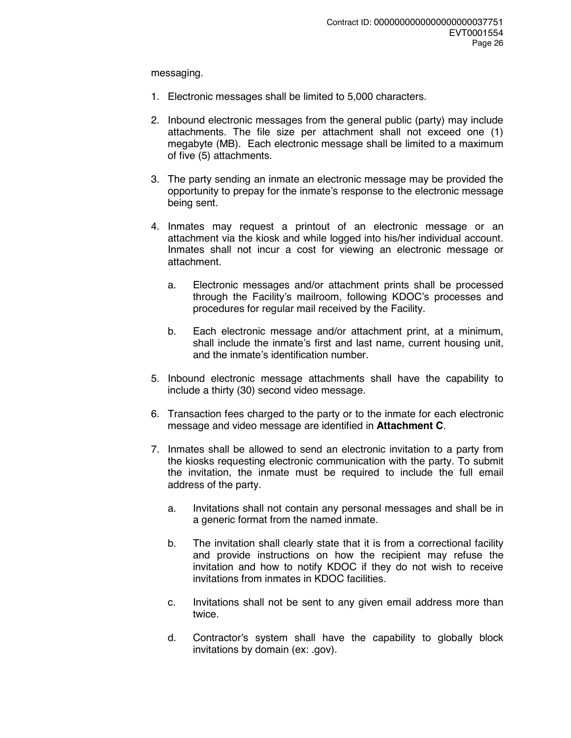messaging.

1. Electronic messages shall be limited to 5,000 characters.

2. Inbound electronic messages from the general public (party) may include attachments. The file size per attachment shall not exceed one (1) megabyte (MB). Each electronic message shall be limited to a maximum of five (5) attachments.

3. The party sending an inmate an electronic message may be provided the opportunity to prepay for the inmate's response to the electronic message being sent.

4. Inmates may request a printout of an electronic message or an attachment via the kiosk and while logged into his/her individual account. Inmates shall not incur a cost for viewing an electronic message or attachment.

   a. Electronic messages and/or attachment prints shall be processed through the Facility's mailroom, following KDOC's processes and procedures for regular mail received by the Facility.

   b. Each electronic message and/or attachment print, at a minimum, shall include the inmate's first and last name, current housing unit, and the inmate's identification number.

5. Inbound electronic message attachments shall have the capability to include a thirty (30) second video message.

6. Transaction fees charged to the party or to the inmate for each electronic message and video message are identified in **Attachment C**.

7. Inmates shall be allowed to send an electronic invitation to a party from the kiosks requesting electronic communication with the party. To submit the invitation, the inmate must be required to include the full email address of the party.

   a. Invitations shall not contain any personal messages and shall be in a generic format from the named inmate.

   b. The invitation shall clearly state that it is from a correctional facility and provide instructions on how the recipient may refuse the invitation and how to notify KDOC if they do not wish to receive invitations from inmates in KDOC facilities.

   c. Invitations shall not be sent to any given email address more than twice.

   d. Contractor's system shall have the capability to globally block invitations by domain (ex: .gov).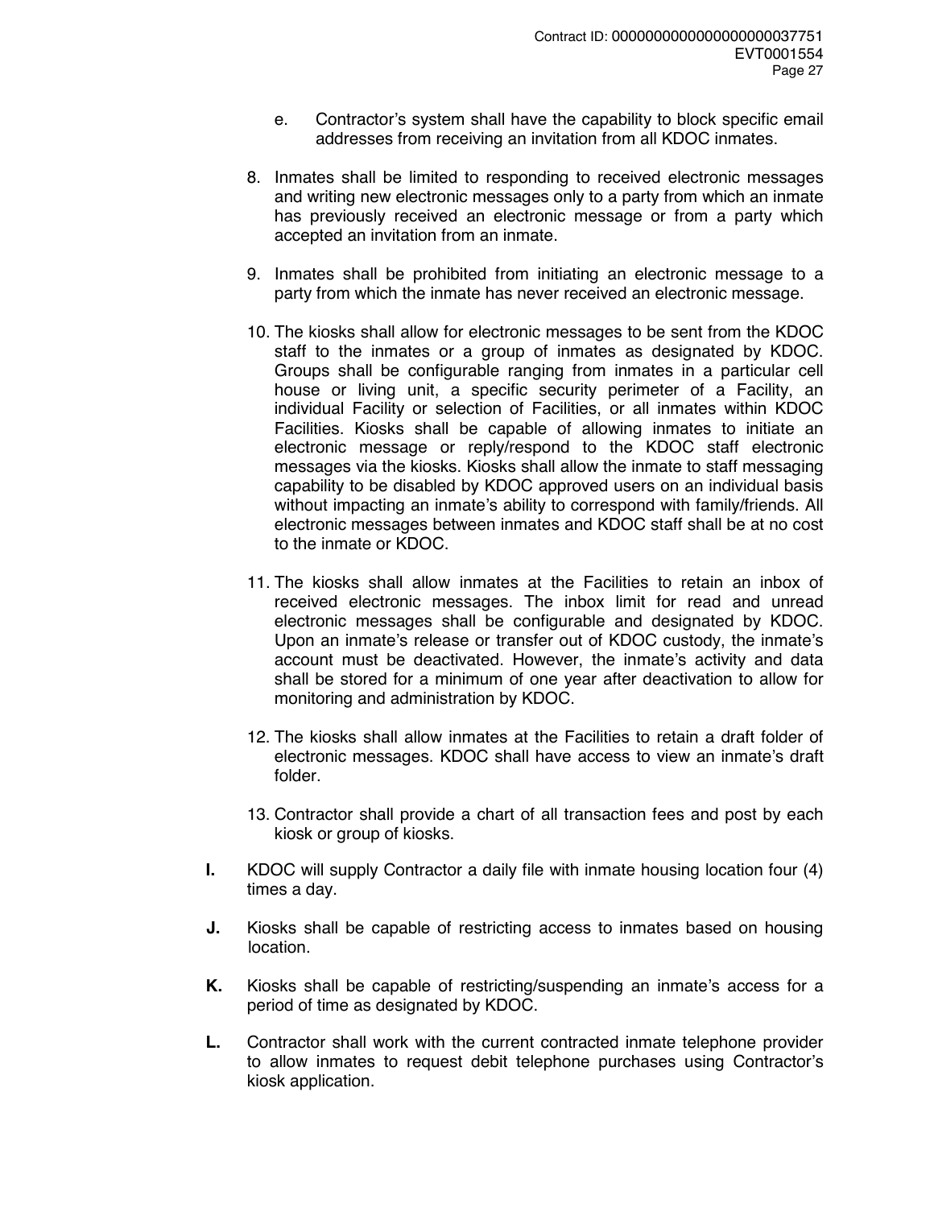e. Contractor's system shall have the capability to block specific email addresses from receiving an invitation from all KDOC inmates.

8. Inmates shall be limited to responding to received electronic messages and writing new electronic messages only to a party from which an inmate has previously received an electronic message or from a party which accepted an invitation from an inmate.

9. Inmates shall be prohibited from initiating an electronic message to a party from which the inmate has never received an electronic message.

10. The kiosks shall allow for electronic messages to be sent from the KDOC staff to the inmates or a group of inmates as designated by KDOC. Groups shall be configurable ranging from inmates in a particular cell house or living unit, a specific security perimeter of a Facility, an individual Facility or selection of Facilities, or all inmates within KDOC Facilities. Kiosks shall be capable of allowing inmates to initiate an electronic message or reply/respond to the KDOC staff electronic messages via the kiosks. Kiosks shall allow the inmate to staff messaging capability to be disabled by KDOC approved users on an individual basis without impacting an inmate's ability to correspond with family/friends. All electronic messages between inmates and KDOC staff shall be at no cost to the inmate or KDOC.

11. The kiosks shall allow inmates at the Facilities to retain an inbox of received electronic messages. The inbox limit for read and unread electronic messages shall be configurable and designated by KDOC. Upon an inmate's release or transfer out of KDOC custody, the inmate's account must be deactivated. However, the inmate's activity and data shall be stored for a minimum of one year after deactivation to allow for monitoring and administration by KDOC.

12. The kiosks shall allow inmates at the Facilities to retain a draft folder of electronic messages. KDOC shall have access to view an inmate's draft folder.

13. Contractor shall provide a chart of all transaction fees and post by each kiosk or group of kiosks.

**I.** KDOC will supply Contractor a daily file with inmate housing location four (4) times a day.

**J.** Kiosks shall be capable of restricting access to inmates based on housing location.

**K.** Kiosks shall be capable of restricting/suspending an inmate's access for a period of time as designated by KDOC.

**L.** Contractor shall work with the current contracted inmate telephone provider to allow inmates to request debit telephone purchases using Contractor's kiosk application.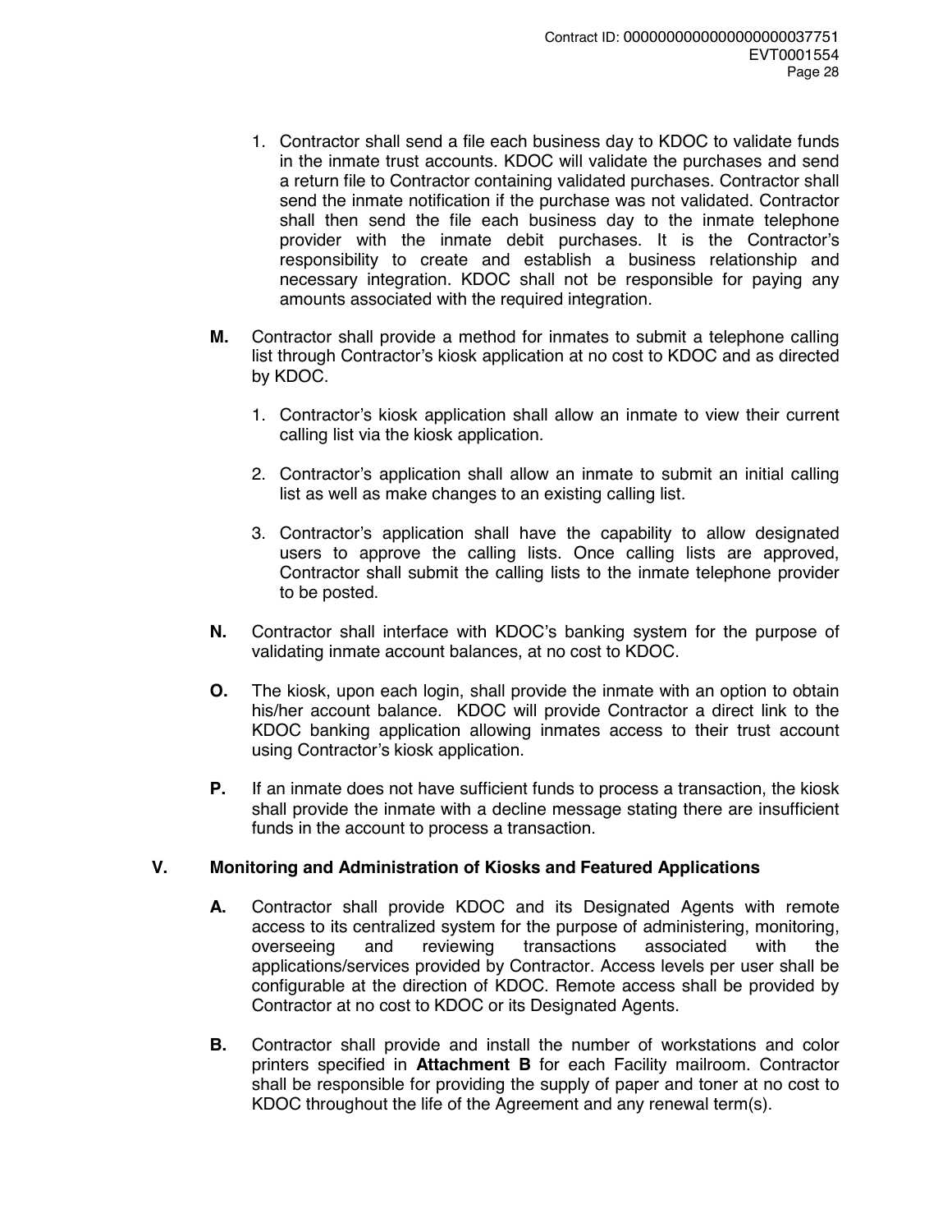1. Contractor shall send a file each business day to KDOC to validate funds in the inmate trust accounts. KDOC will validate the purchases and send a return file to Contractor containing validated purchases. Contractor shall send the inmate notification if the purchase was not validated. Contractor shall then send the file each business day to the inmate telephone provider with the inmate debit purchases. It is the Contractor's responsibility to create and establish a business relationship and necessary integration. KDOC shall not be responsible for paying any amounts associated with the required integration.

**M.** Contractor shall provide a method for inmates to submit a telephone calling list through Contractor's kiosk application at no cost to KDOC and as directed by KDOC.

1. Contractor's kiosk application shall allow an inmate to view their current calling list via the kiosk application.

2. Contractor's application shall allow an inmate to submit an initial calling list as well as make changes to an existing calling list.

3. Contractor's application shall have the capability to allow designated users to approve the calling lists. Once calling lists are approved, Contractor shall submit the calling lists to the inmate telephone provider to be posted.

**N.** Contractor shall interface with KDOC's banking system for the purpose of validating inmate account balances, at no cost to KDOC.

**O.** The kiosk, upon each login, shall provide the inmate with an option to obtain his/her account balance. KDOC will provide Contractor a direct link to the KDOC banking application allowing inmates access to their trust account using Contractor's kiosk application.

**P.** If an inmate does not have sufficient funds to process a transaction, the kiosk shall provide the inmate with a decline message stating there are insufficient funds in the account to process a transaction.

## V. Monitoring and Administration of Kiosks and Featured Applications

**A.** Contractor shall provide KDOC and its Designated Agents with remote access to its centralized system for the purpose of administering, monitoring, overseeing and reviewing transactions associated with the applications/services provided by Contractor. Access levels per user shall be configurable at the direction of KDOC. Remote access shall be provided by Contractor at no cost to KDOC or its Designated Agents.

**B.** Contractor shall provide and install the number of workstations and color printers specified in **Attachment B** for each Facility mailroom. Contractor shall be responsible for providing the supply of paper and toner at no cost to KDOC throughout the life of the Agreement and any renewal term(s).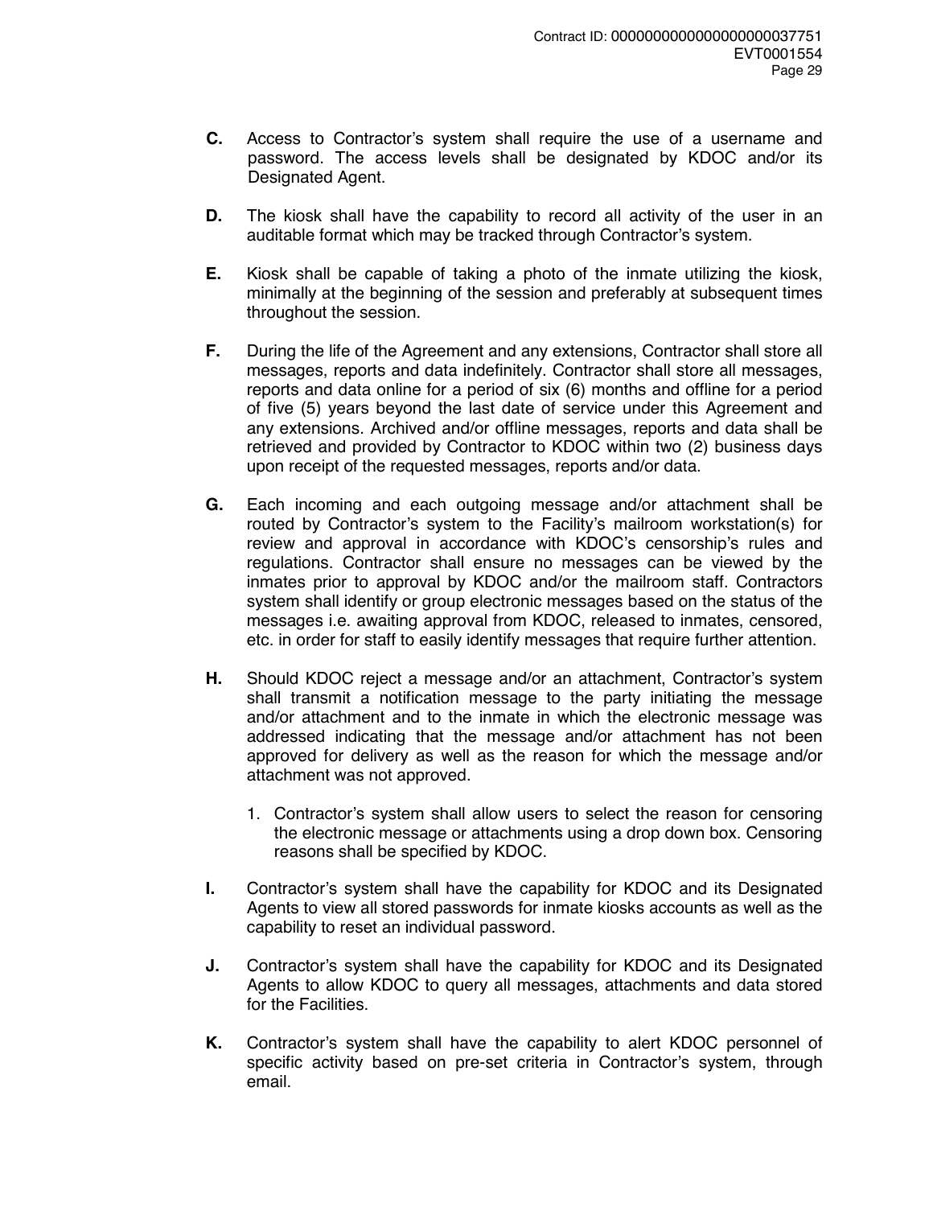**C.** Access to Contractor's system shall require the use of a username and password. The access levels shall be designated by KDOC and/or its Designated Agent.

**D.** The kiosk shall have the capability to record all activity of the user in an auditable format which may be tracked through Contractor's system.

**E.** Kiosk shall be capable of taking a photo of the inmate utilizing the kiosk, minimally at the beginning of the session and preferably at subsequent times throughout the session.

**F.** During the life of the Agreement and any extensions, Contractor shall store all messages, reports and data indefinitely. Contractor shall store all messages, reports and data online for a period of six (6) months and offline for a period of five (5) years beyond the last date of service under this Agreement and any extensions. Archived and/or offline messages, reports and data shall be retrieved and provided by Contractor to KDOC within two (2) business days upon receipt of the requested messages, reports and/or data.

**G.** Each incoming and each outgoing message and/or attachment shall be routed by Contractor's system to the Facility's mailroom workstation(s) for review and approval in accordance with KDOC's censorship's rules and regulations. Contractor shall ensure no messages can be viewed by the inmates prior to approval by KDOC and/or the mailroom staff. Contractors system shall identify or group electronic messages based on the status of the messages i.e. awaiting approval from KDOC, released to inmates, censored, etc. in order for staff to easily identify messages that require further attention.

**H.** Should KDOC reject a message and/or an attachment, Contractor's system shall transmit a notification message to the party initiating the message and/or attachment and to the inmate in which the electronic message was addressed indicating that the message and/or attachment has not been approved for delivery as well as the reason for which the message and/or attachment was not approved.

1. Contractor's system shall allow users to select the reason for censoring the electronic message or attachments using a drop down box. Censoring reasons shall be specified by KDOC.

**I.** Contractor's system shall have the capability for KDOC and its Designated Agents to view all stored passwords for inmate kiosks accounts as well as the capability to reset an individual password.

**J.** Contractor's system shall have the capability for KDOC and its Designated Agents to allow KDOC to query all messages, attachments and data stored for the Facilities.

**K.** Contractor's system shall have the capability to alert KDOC personnel of specific activity based on pre-set criteria in Contractor's system, through email.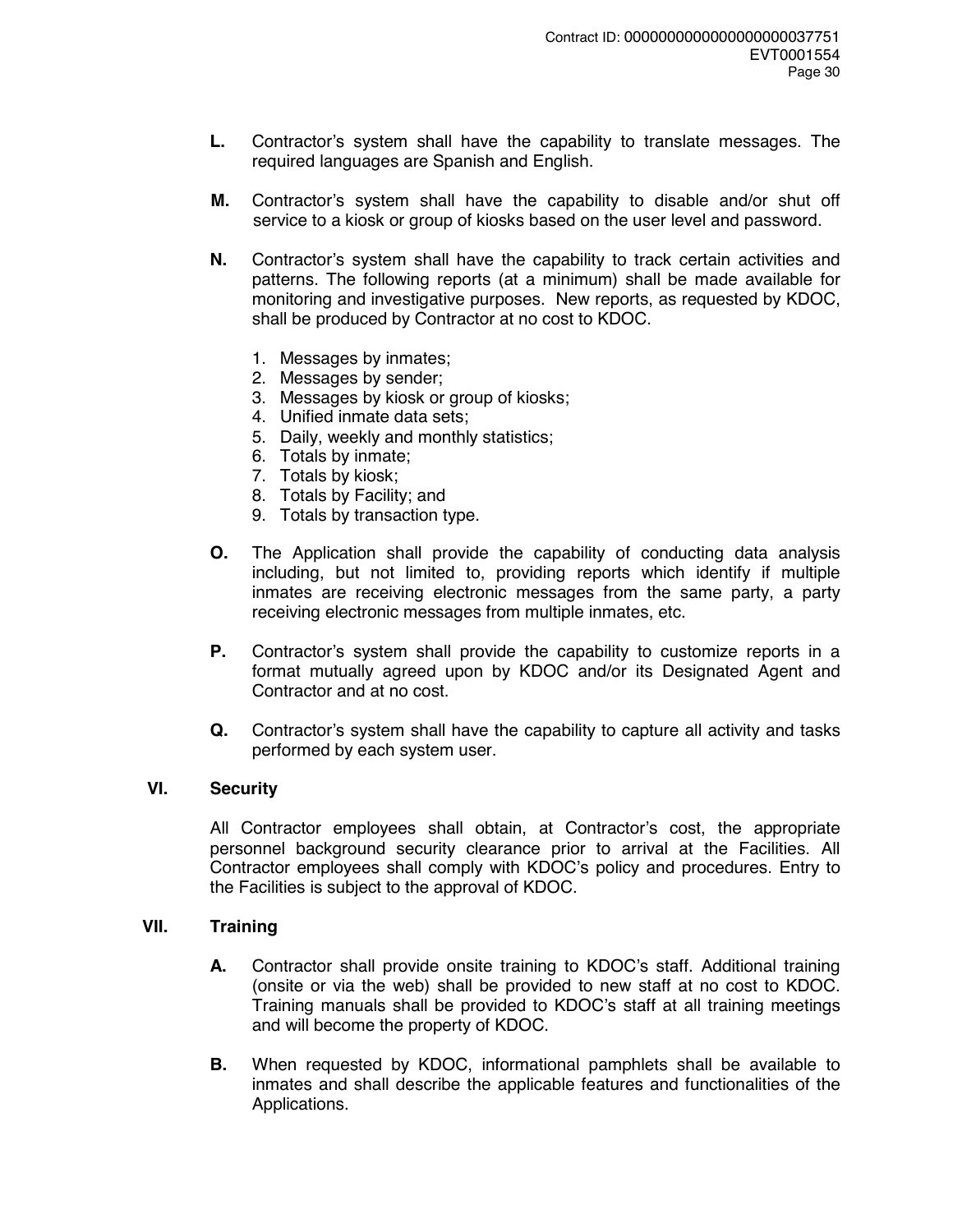**L.** Contractor's system shall have the capability to translate messages. The required languages are Spanish and English.

**M.** Contractor's system shall have the capability to disable and/or shut off service to a kiosk or group of kiosks based on the user level and password.

**N.** Contractor's system shall have the capability to track certain activities and patterns. The following reports (at a minimum) shall be made available for monitoring and investigative purposes. New reports, as requested by KDOC, shall be produced by Contractor at no cost to KDOC.

1. Messages by inmates;
2. Messages by sender;
3. Messages by kiosk or group of kiosks;
4. Unified inmate data sets;
5. Daily, weekly and monthly statistics;
6. Totals by inmate;
7. Totals by kiosk;
8. Totals by Facility; and
9. Totals by transaction type.

**O.** The Application shall provide the capability of conducting data analysis including, but not limited to, providing reports which identify if multiple inmates are receiving electronic messages from the same party, a party receiving electronic messages from multiple inmates, etc.

**P.** Contractor's system shall provide the capability to customize reports in a format mutually agreed upon by KDOC and/or its Designated Agent and Contractor and at no cost.

**Q.** Contractor's system shall have the capability to capture all activity and tasks performed by each system user.

## VI. Security

All Contractor employees shall obtain, at Contractor's cost, the appropriate personnel background security clearance prior to arrival at the Facilities. All Contractor employees shall comply with KDOC's policy and procedures. Entry to the Facilities is subject to the approval of KDOC.

## VII. Training

**A.** Contractor shall provide onsite training to KDOC's staff. Additional training (onsite or via the web) shall be provided to new staff at no cost to KDOC. Training manuals shall be provided to KDOC's staff at all training meetings and will become the property of KDOC.

**B.** When requested by KDOC, informational pamphlets shall be available to inmates and shall describe the applicable features and functionalities of the Applications.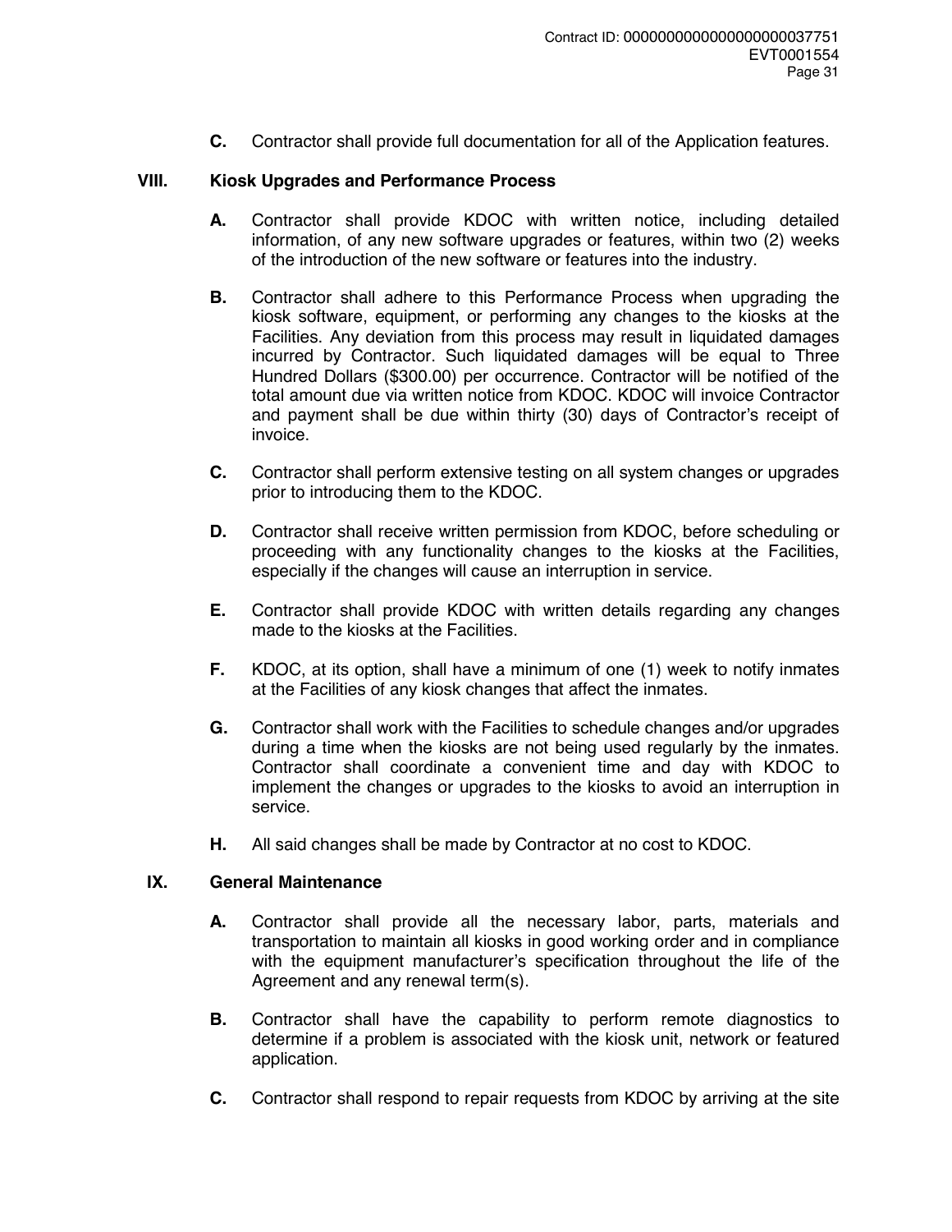**C.** Contractor shall provide full documentation for all of the Application features.

## VIII. Kiosk Upgrades and Performance Process

**A.** Contractor shall provide KDOC with written notice, including detailed information, of any new software upgrades or features, within two (2) weeks of the introduction of the new software or features into the industry.

**B.** Contractor shall adhere to this Performance Process when upgrading the kiosk software, equipment, or performing any changes to the kiosks at the Facilities. Any deviation from this process may result in liquidated damages incurred by Contractor. Such liquidated damages will be equal to Three Hundred Dollars ($300.00) per occurrence. Contractor will be notified of the total amount due via written notice from KDOC. KDOC will invoice Contractor and payment shall be due within thirty (30) days of Contractor's receipt of invoice.

**C.** Contractor shall perform extensive testing on all system changes or upgrades prior to introducing them to the KDOC.

**D.** Contractor shall receive written permission from KDOC, before scheduling or proceeding with any functionality changes to the kiosks at the Facilities, especially if the changes will cause an interruption in service.

**E.** Contractor shall provide KDOC with written details regarding any changes made to the kiosks at the Facilities.

**F.** KDOC, at its option, shall have a minimum of one (1) week to notify inmates at the Facilities of any kiosk changes that affect the inmates.

**G.** Contractor shall work with the Facilities to schedule changes and/or upgrades during a time when the kiosks are not being used regularly by the inmates. Contractor shall coordinate a convenient time and day with KDOC to implement the changes or upgrades to the kiosks to avoid an interruption in service.

**H.** All said changes shall be made by Contractor at no cost to KDOC.

## IX. General Maintenance

**A.** Contractor shall provide all the necessary labor, parts, materials and transportation to maintain all kiosks in good working order and in compliance with the equipment manufacturer's specification throughout the life of the Agreement and any renewal term(s).

**B.** Contractor shall have the capability to perform remote diagnostics to determine if a problem is associated with the kiosk unit, network or featured application.

**C.** Contractor shall respond to repair requests from KDOC by arriving at the site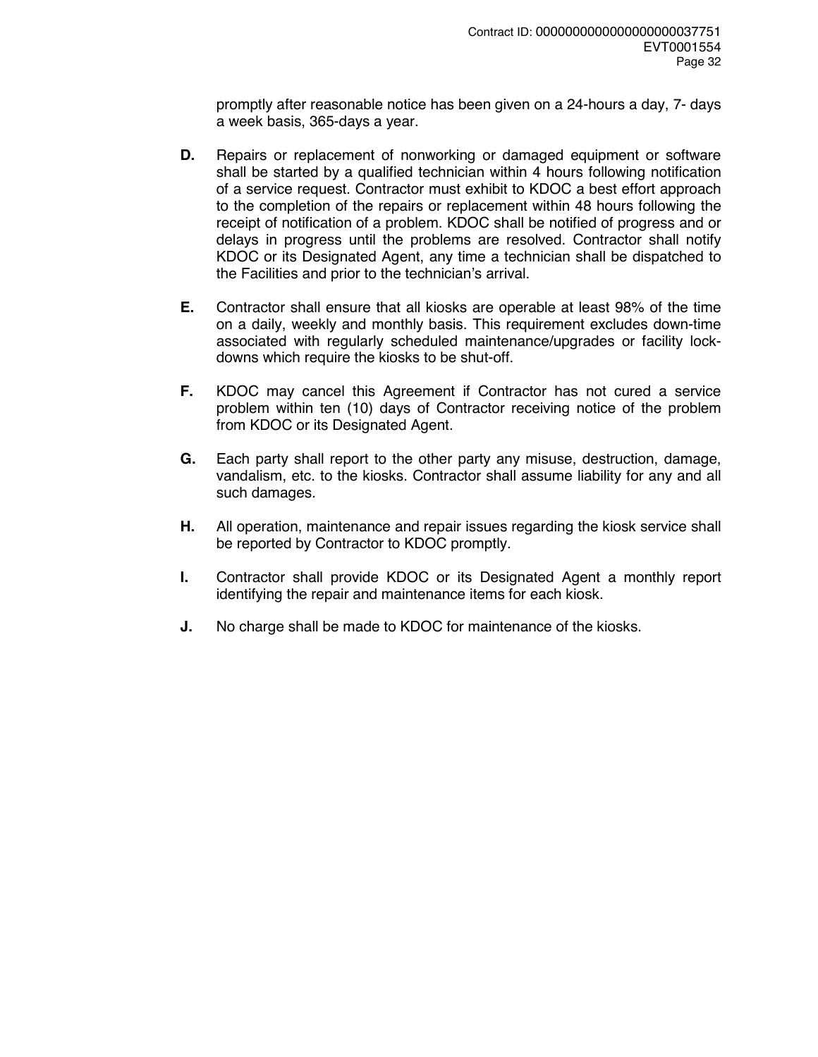promptly after reasonable notice has been given on a 24-hours a day, 7- days a week basis, 365-days a year.

**D.** Repairs or replacement of nonworking or damaged equipment or software shall be started by a qualified technician within 4 hours following notification of a service request. Contractor must exhibit to KDOC a best effort approach to the completion of the repairs or replacement within 48 hours following the receipt of notification of a problem. KDOC shall be notified of progress and or delays in progress until the problems are resolved. Contractor shall notify KDOC or its Designated Agent, any time a technician shall be dispatched to the Facilities and prior to the technician's arrival.

**E.** Contractor shall ensure that all kiosks are operable at least 98% of the time on a daily, weekly and monthly basis. This requirement excludes down-time associated with regularly scheduled maintenance/upgrades or facility lock-downs which require the kiosks to be shut-off.

**F.** KDOC may cancel this Agreement if Contractor has not cured a service problem within ten (10) days of Contractor receiving notice of the problem from KDOC or its Designated Agent.

**G.** Each party shall report to the other party any misuse, destruction, damage, vandalism, etc. to the kiosks. Contractor shall assume liability for any and all such damages.

**H.** All operation, maintenance and repair issues regarding the kiosk service shall be reported by Contractor to KDOC promptly.

**I.** Contractor shall provide KDOC or its Designated Agent a monthly report identifying the repair and maintenance items for each kiosk.

**J.** No charge shall be made to KDOC for maintenance of the kiosks.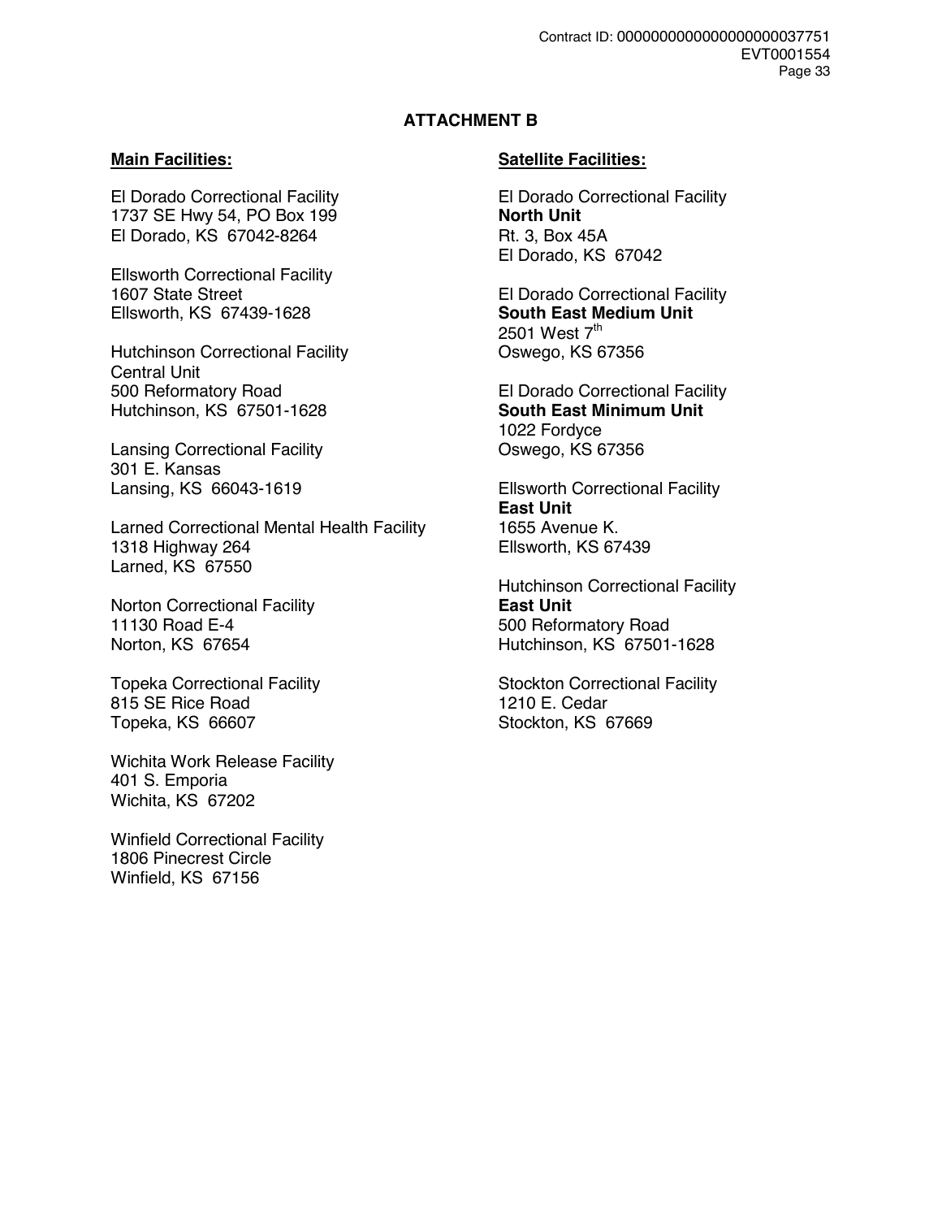# ATTACHMENT B

**Main Facilities:**

El Dorado Correctional Facility
1737 SE Hwy 54, PO Box 199
El Dorado, KS 67042-8264

Ellsworth Correctional Facility
1607 State Street
Ellsworth, KS 67439-1628

Hutchinson Correctional Facility
Central Unit
500 Reformatory Road
Hutchinson, KS 67501-1628

Lansing Correctional Facility
301 E. Kansas
Lansing, KS 66043-1619

Larned Correctional Mental Health Facility
1318 Highway 264
Larned, KS 67550

Norton Correctional Facility
11130 Road E-4
Norton, KS 67654

Topeka Correctional Facility
815 SE Rice Road
Topeka, KS 66607

Wichita Work Release Facility
401 S. Emporia
Wichita, KS 67202

Winfield Correctional Facility
1806 Pinecrest Circle
Winfield, KS 67156

**Satellite Facilities:**

El Dorado Correctional Facility
**North Unit**
Rt. 3, Box 45A
El Dorado, KS 67042

El Dorado Correctional Facility
**South East Medium Unit**
2501 West 7th
Oswego, KS 67356

El Dorado Correctional Facility
**South East Minimum Unit**
1022 Fordyce
Oswego, KS 67356

Ellsworth Correctional Facility
**East Unit**
1655 Avenue K.
Ellsworth, KS 67439

Hutchinson Correctional Facility
**East Unit**
500 Reformatory Road
Hutchinson, KS 67501-1628

Stockton Correctional Facility
1210 E. Cedar
Stockton, KS 67669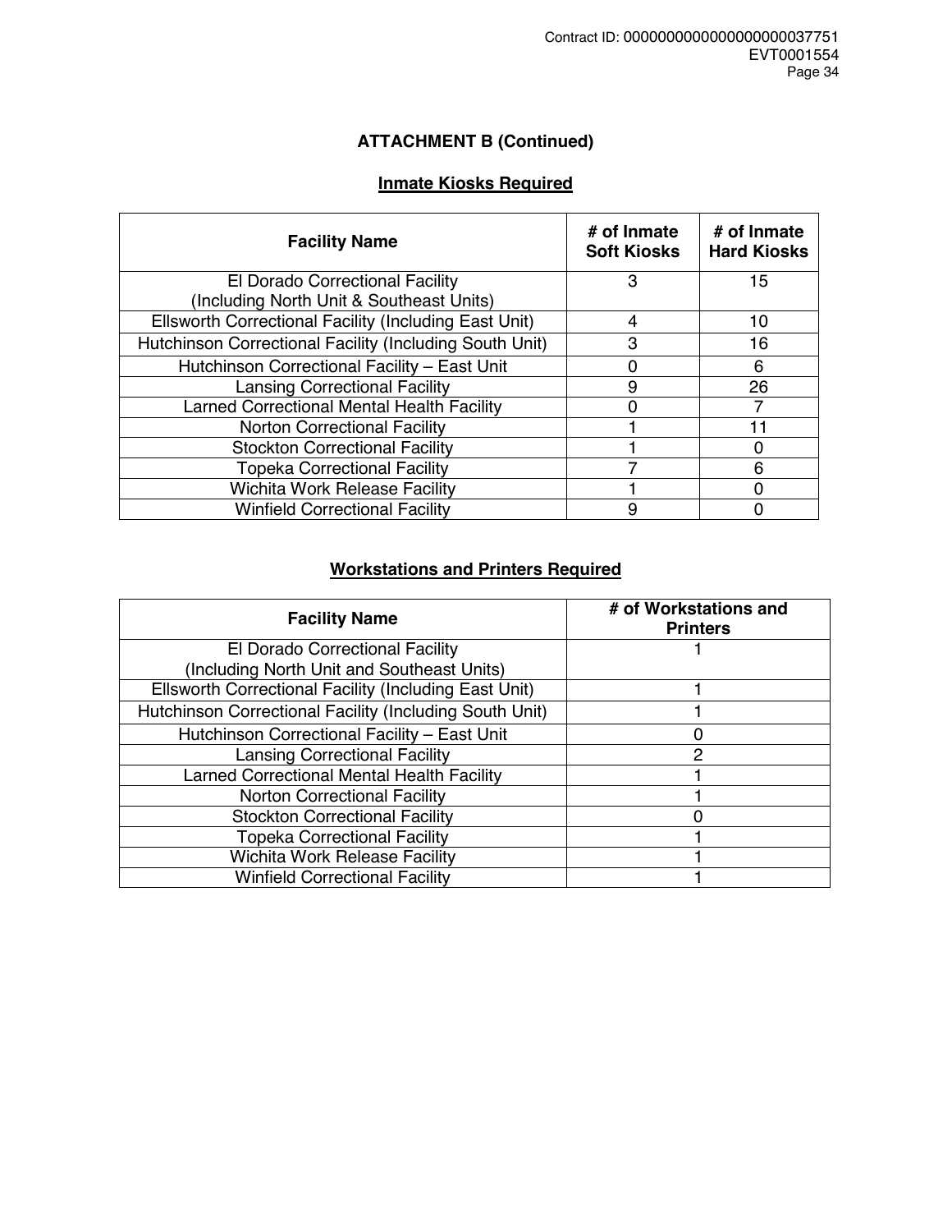## ATTACHMENT B (Continued)

### Inmate Kiosks Required

| Facility Name | # of Inmate Soft Kiosks | # of Inmate Hard Kiosks |
|---|---|---|
| El Dorado Correctional Facility (Including North Unit & Southeast Units) | 3 | 15 |
| Ellsworth Correctional Facility (Including East Unit) | 4 | 10 |
| Hutchinson Correctional Facility (Including South Unit) | 3 | 16 |
| Hutchinson Correctional Facility – East Unit | 0 | 6 |
| Lansing Correctional Facility | 9 | 26 |
| Larned Correctional Mental Health Facility | 0 | 7 |
| Norton Correctional Facility | 1 | 11 |
| Stockton Correctional Facility | 1 | 0 |
| Topeka Correctional Facility | 7 | 6 |
| Wichita Work Release Facility | 1 | 0 |
| Winfield Correctional Facility | 9 | 0 |

### Workstations and Printers Required

| Facility Name | # of Workstations and Printers |
|---|---|
| El Dorado Correctional Facility (Including North Unit and Southeast Units) | 1 |
| Ellsworth Correctional Facility (Including East Unit) | 1 |
| Hutchinson Correctional Facility (Including South Unit) | 1 |
| Hutchinson Correctional Facility – East Unit | 0 |
| Lansing Correctional Facility | 2 |
| Larned Correctional Mental Health Facility | 1 |
| Norton Correctional Facility | 1 |
| Stockton Correctional Facility | 0 |
| Topeka Correctional Facility | 1 |
| Wichita Work Release Facility | 1 |
| Winfield Correctional Facility | 1 |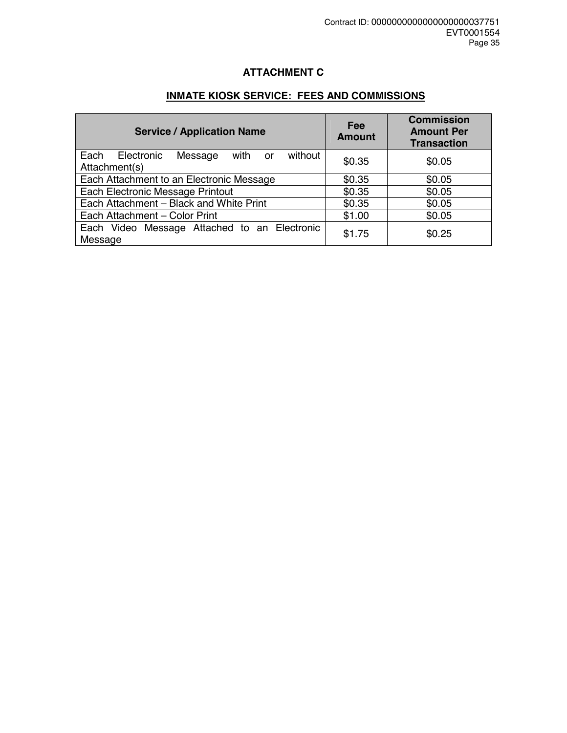## ATTACHMENT C

## INMATE KIOSK SERVICE: FEES AND COMMISSIONS

| Service / Application Name | Fee Amount | Commission Amount Per Transaction |
|---|---|---|
| Each Electronic Message with or without Attachment(s) | $0.35 | $0.05 |
| Each Attachment to an Electronic Message | $0.35 | $0.05 |
| Each Electronic Message Printout | $0.35 | $0.05 |
| Each Attachment – Black and White Print | $0.35 | $0.05 |
| Each Attachment – Color Print | $1.00 | $0.05 |
| Each Video Message Attached to an Electronic Message | $1.75 | $0.25 |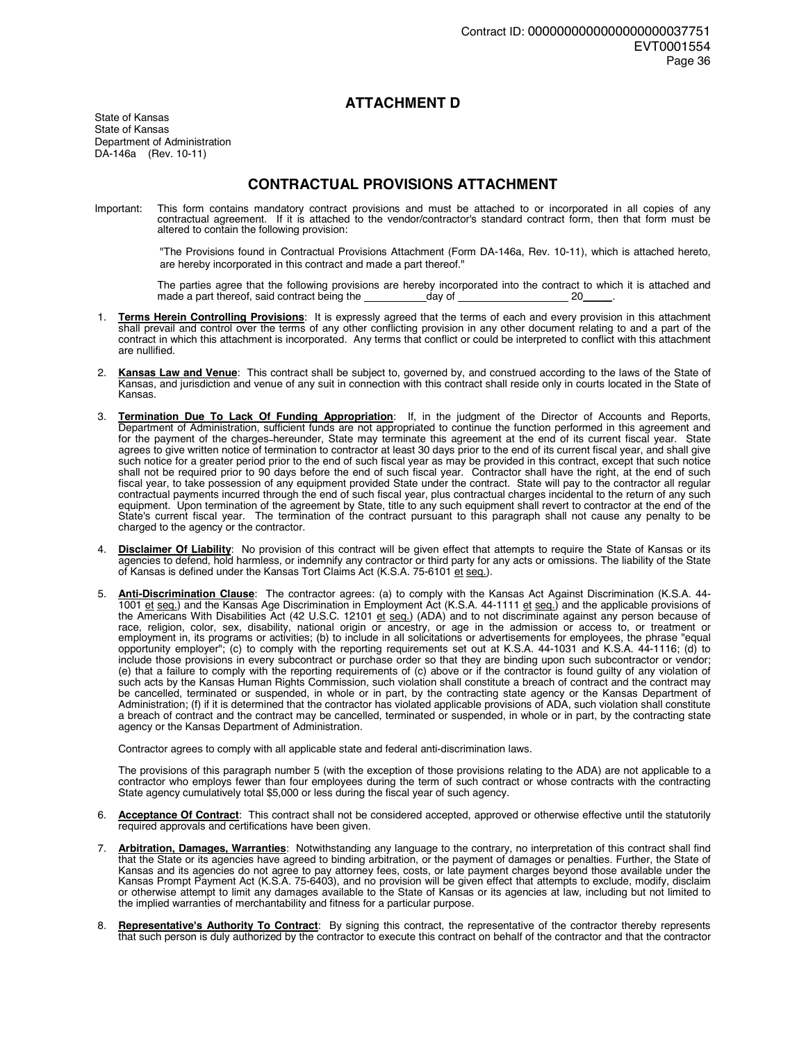# ATTACHMENT D

State of Kansas
State of Kansas
Department of Administration
DA-146a (Rev. 10-11)

## CONTRACTUAL PROVISIONS ATTACHMENT

Important: This form contains mandatory contract provisions and must be attached to or incorporated in all copies of any contractual agreement. If it is attached to the vendor/contractor's standard contract form, then that form must be altered to contain the following provision:

"The Provisions found in Contractual Provisions Attachment (Form DA-146a, Rev. 10-11), which is attached hereto, are hereby incorporated in this contract and made a part thereof."

The parties agree that the following provisions are hereby incorporated into the contract to which it is attached and made a part thereof, said contract being the __________day of __________________ 20_____.

1. **Terms Herein Controlling Provisions**: It is expressly agreed that the terms of each and every provision in this attachment shall prevail and control over the terms of any other conflicting provision in any other document relating to and a part of the contract in which this attachment is incorporated. Any terms that conflict or could be interpreted to conflict with this attachment are nullified.

2. **Kansas Law and Venue**: This contract shall be subject to, governed by, and construed according to the laws of the State of Kansas, and jurisdiction and venue of any suit in connection with this contract shall reside only in courts located in the State of Kansas.

3. **Termination Due To Lack Of Funding Appropriation**: If, in the judgment of the Director of Accounts and Reports, Department of Administration, sufficient funds are not appropriated to continue the function performed in this agreement and for the payment of the charges hereunder, State may terminate this agreement at the end of its current fiscal year. State agrees to give written notice of termination to contractor at least 30 days prior to the end of its current fiscal year, and shall give such notice for a greater period prior to the end of such fiscal year as may be provided in this contract, except that such notice shall not be required prior to 90 days before the end of such fiscal year. Contractor shall have the right, at the end of such fiscal year, to take possession of any equipment provided State under the contract. State will pay to the contractor all regular contractual payments incurred through the end of such fiscal year, plus contractual charges incidental to the return of any such equipment. Upon termination of the agreement by State, title to any such equipment shall revert to contractor at the end of the State's current fiscal year. The termination of the contract pursuant to this paragraph shall not cause any penalty to be charged to the agency or the contractor.

4. **Disclaimer Of Liability**: No provision of this contract will be given effect that attempts to require the State of Kansas or its agencies to defend, hold harmless, or indemnify any contractor or third party for any acts or omissions. The liability of the State of Kansas is defined under the Kansas Tort Claims Act (K.S.A. 75-6101 et seq.).

5. **Anti-Discrimination Clause**: The contractor agrees: (a) to comply with the Kansas Act Against Discrimination (K.S.A. 44-1001 et seq.) and the Kansas Age Discrimination in Employment Act (K.S.A. 44-1111 et seq.) and the applicable provisions of the Americans With Disabilities Act (42 U.S.C. 12101 et seq.) (ADA) and to not discriminate against any person because of race, religion, color, sex, disability, national origin or ancestry, or age in the admission or access to, or treatment or employment in, its programs or activities; (b) to include in all solicitations or advertisements for employees, the phrase "equal opportunity employer"; (c) to comply with the reporting requirements set out at K.S.A. 44-1031 and K.S.A. 44-1116; (d) to include those provisions in every subcontract or purchase order so that they are binding upon such subcontractor or vendor; (e) that a failure to comply with the reporting requirements of (c) above or if the contractor is found guilty of any violation of such acts by the Kansas Human Rights Commission, such violation shall constitute a breach of contract and the contract may be cancelled, terminated or suspended, in whole or in part, by the contracting state agency or the Kansas Department of Administration; (f) if it is determined that the contractor has violated applicable provisions of ADA, such violation shall constitute a breach of contract and the contract may be cancelled, terminated or suspended, in whole or in part, by the contracting state agency or the Kansas Department of Administration.

   Contractor agrees to comply with all applicable state and federal anti-discrimination laws.

   The provisions of this paragraph number 5 (with the exception of those provisions relating to the ADA) are not applicable to a contractor who employs fewer than four employees during the term of such contract or whose contracts with the contracting State agency cumulatively total $5,000 or less during the fiscal year of such agency.

6. **Acceptance Of Contract**: This contract shall not be considered accepted, approved or otherwise effective until the statutorily required approvals and certifications have been given.

7. **Arbitration, Damages, Warranties**: Notwithstanding any language to the contrary, no interpretation of this contract shall find that the State or its agencies have agreed to binding arbitration, or the payment of damages or penalties. Further, the State of Kansas and its agencies do not agree to pay attorney fees, costs, or late payment charges beyond those available under the Kansas Prompt Payment Act (K.S.A. 75-6403), and no provision will be given effect that attempts to exclude, modify, disclaim or otherwise attempt to limit any damages available to the State of Kansas or its agencies at law, including but not limited to the implied warranties of merchantability and fitness for a particular purpose.

8. **Representative's Authority To Contract**: By signing this contract, the representative of the contractor thereby represents that such person is duly authorized by the contractor to execute this contract on behalf of the contractor and that the contractor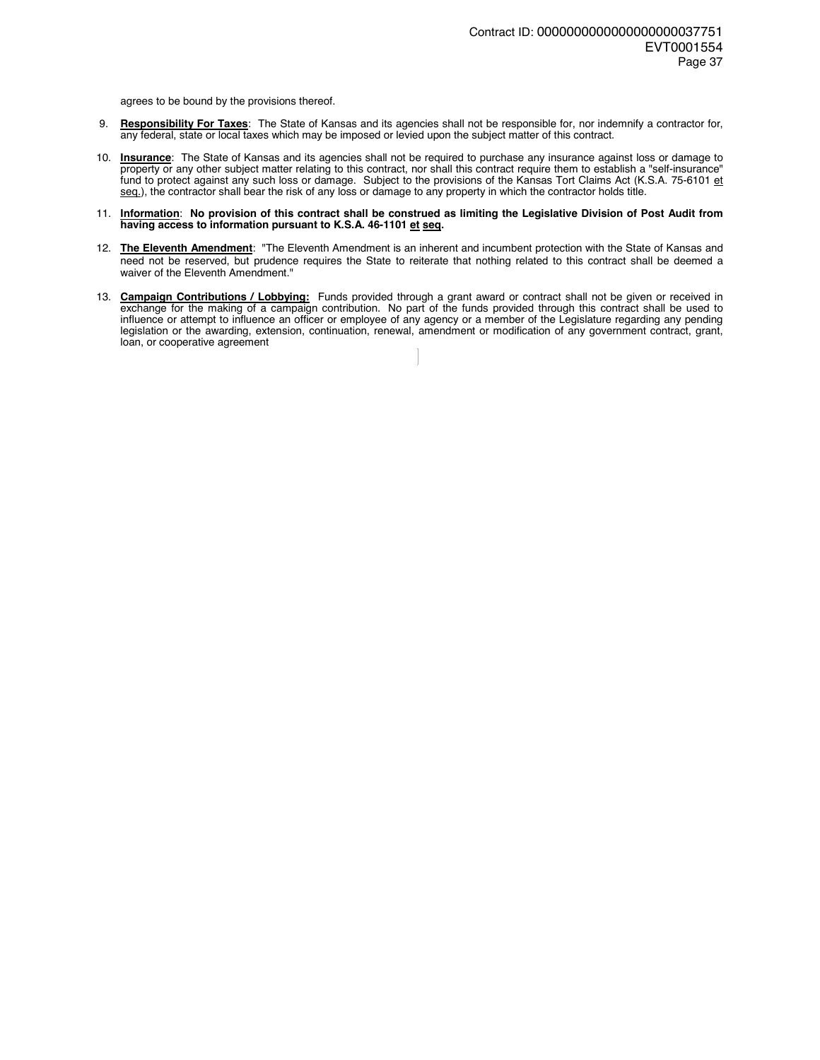agrees to be bound by the provisions thereof.

9. **Responsibility For Taxes**: The State of Kansas and its agencies shall not be responsible for, nor indemnify a contractor for, any federal, state or local taxes which may be imposed or levied upon the subject matter of this contract.

10. **Insurance**: The State of Kansas and its agencies shall not be required to purchase any insurance against loss or damage to property or any other subject matter relating to this contract, nor shall this contract require them to establish a "self-insurance" fund to protect against any such loss or damage. Subject to the provisions of the Kansas Tort Claims Act (K.S.A. 75-6101 et seq.), the contractor shall bear the risk of any loss or damage to any property in which the contractor holds title.

11. **Information**: **No provision of this contract shall be construed as limiting the Legislative Division of Post Audit from having access to information pursuant to K.S.A. 46-1101 et seq.**

12. **The Eleventh Amendment**: "The Eleventh Amendment is an inherent and incumbent protection with the State of Kansas and need not be reserved, but prudence requires the State to reiterate that nothing related to this contract shall be deemed a waiver of the Eleventh Amendment."

13. **Campaign Contributions / Lobbying:** Funds provided through a grant award or contract shall not be given or received in exchange for the making of a campaign contribution. No part of the funds provided through this contract shall be used to influence or attempt to influence an officer or employee of any agency or a member of the Legislature regarding any pending legislation or the awarding, extension, continuation, renewal, amendment or modification of any government contract, grant, loan, or cooperative agreement